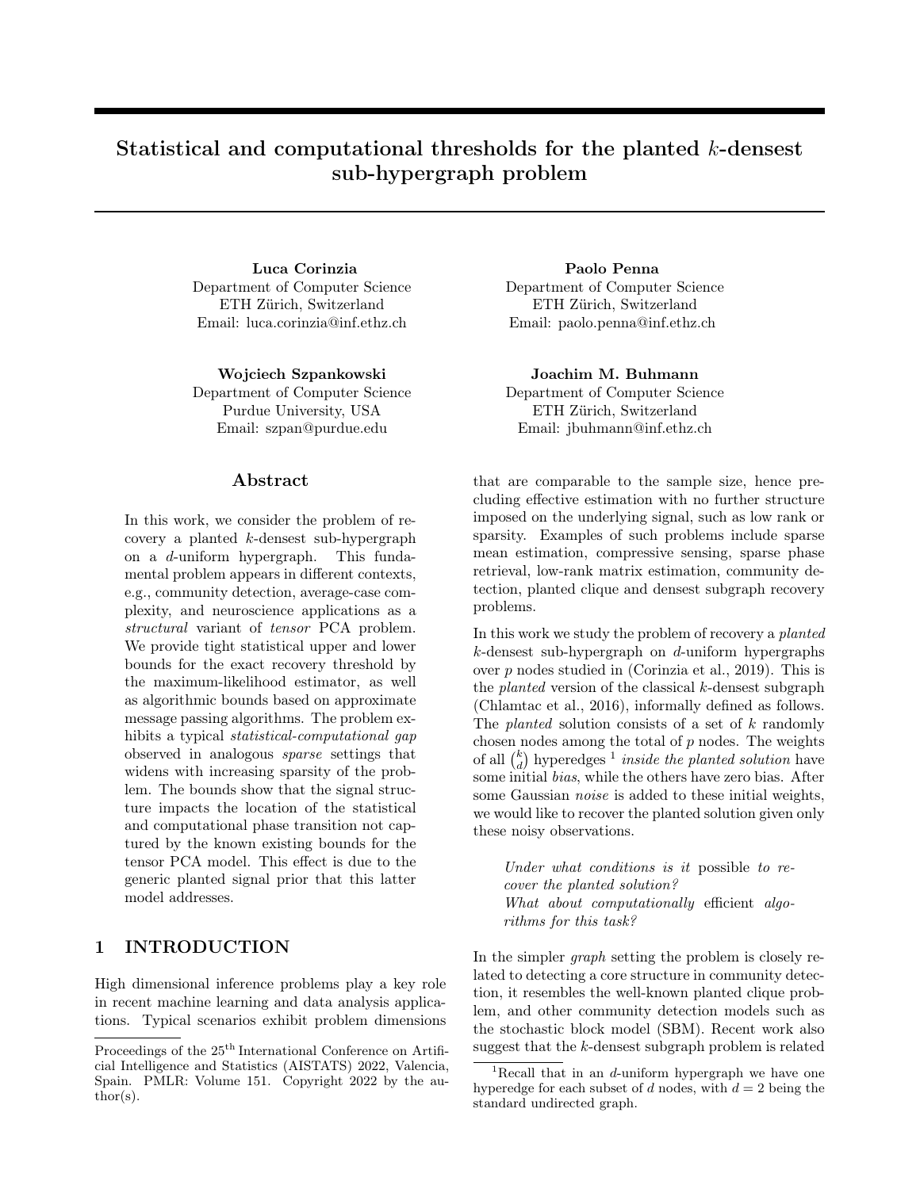# Statistical and computational thresholds for the planted $k$-densest sub-hypergraph problem

**Luca Corinzia**
Department of Computer Science
ETH Zürich, Switzerland
Email: luca.corinzia@inf.ethz.ch

**Paolo Penna**
Department of Computer Science
ETH Zürich, Switzerland
Email: paolo.penna@inf.ethz.ch

**Wojciech Szpankowski**
Department of Computer Science
Purdue University, USA
Email: szpan@purdue.edu

**Joachim M. Buhmann**
Department of Computer Science
ETH Zürich, Switzerland
Email: jbuhmann@inf.ethz.ch

## Abstract

In this work, we consider the problem of recovery a planted $k$-densest sub-hypergraph on a $d$-uniform hypergraph. This fundamental problem appears in different contexts, e.g., community detection, average-case complexity, and neuroscience applications as a *structural* variant of *tensor* PCA problem. We provide tight statistical upper and lower bounds for the exact recovery threshold by the maximum-likelihood estimator, as well as algorithmic bounds based on approximate message passing algorithms. The problem exhibits a typical *statistical-computational gap* observed in analogous *sparse* settings that widens with increasing sparsity of the problem. The bounds show that the signal structure impacts the location of the statistical and computational phase transition not captured by the known existing bounds for the tensor PCA model. This effect is due to the generic planted signal prior that this latter model addresses.

## 1 INTRODUCTION

High dimensional inference problems play a key role in recent machine learning and data analysis applications. Typical scenarios exhibit problem dimensions that are comparable to the sample size, hence precluding effective estimation with no further structure imposed on the underlying signal, such as low rank or sparsity. Examples of such problems include sparse mean estimation, compressive sensing, sparse phase retrieval, low-rank matrix estimation, community detection, planted clique and densest subgraph recovery problems.

In this work we study the problem of recovery a *planted* $k$-densest sub-hypergraph on $d$-uniform hypergraphs over $p$ nodes studied in (Corinzia et al., 2019). This is the *planted* version of the classical $k$-densest subgraph (Chlamtac et al., 2016), informally defined as follows. The *planted* solution consists of a set of $k$ randomly chosen nodes among the total of $p$ nodes. The weights of all $\binom{k}{d}$ hyperedges [1] *inside the planted solution* have some initial *bias*, while the others have zero bias. After some Gaussian *noise* is added to these initial weights, we would like to recover the planted solution given only these noisy observations.

> *Under what conditions is it* possible *to recover the planted solution?*
> *What about computationally* efficient *algorithms for this task?*

In the simpler *graph* setting the problem is closely related to detecting a core structure in community detection, it resembles the well-known planted clique problem, and other community detection models such as the stochastic block model (SBM). Recent work also suggest that the $k$-densest subgraph problem is related

Proceedings of the 25[th] International Conference on Artificial Intelligence and Statistics (AISTATS) 2022, Valencia, Spain. PMLR: Volume 151. Copyright 2022 by the author(s).

[1] Recall that in an $d$-uniform hypergraph we have one hyperedge for each subset of $d$ nodes, with $d = 2$ being the standard undirected graph.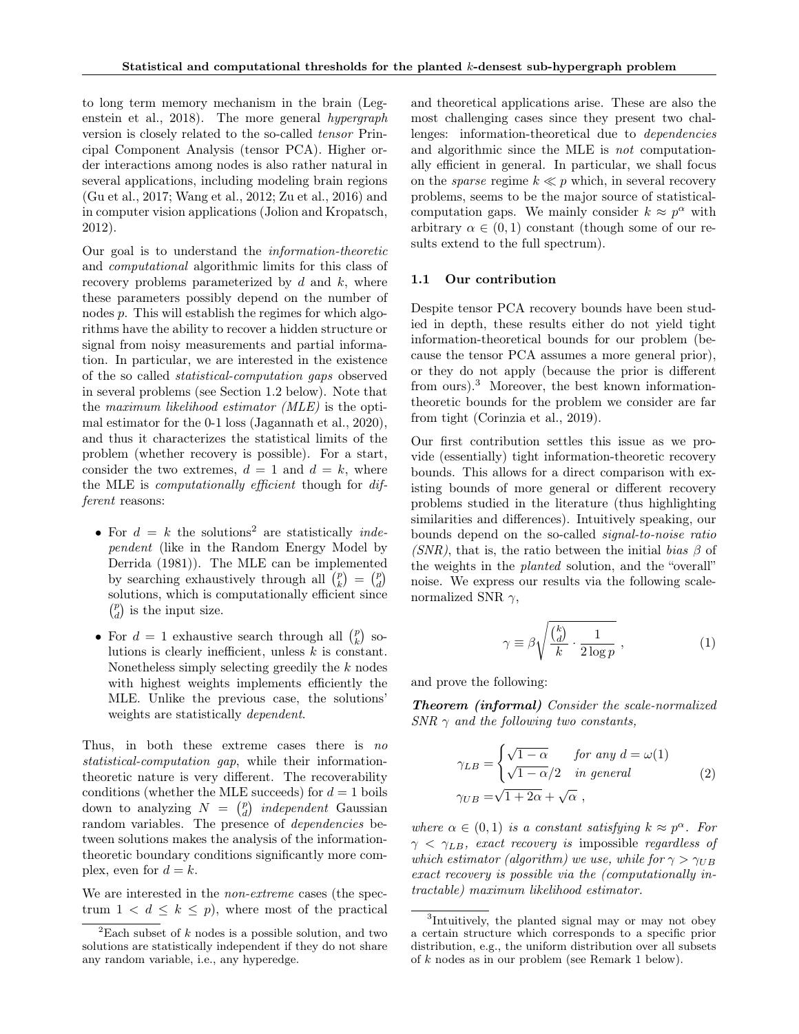to long term memory mechanism in the brain (Legenstein et al., 2018). The more general *hypergraph* version is closely related to the so-called *tensor* Principal Component Analysis (tensor PCA). Higher order interactions among nodes is also rather natural in several applications, including modeling brain regions (Gu et al., 2017; Wang et al., 2012; Zu et al., 2016) and in computer vision applications (Jolion and Kropatsch, 2012).

Our goal is to understand the *information-theoretic* and *computational* algorithmic limits for this class of recovery problems parameterized by $d$ and $k$, where these parameters possibly depend on the number of nodes $p$. This will establish the regimes for which algorithms have the ability to recover a hidden structure or signal from noisy measurements and partial information. In particular, we are interested in the existence of the so called *statistical-computation gaps* observed in several problems (see Section 1.2 below). Note that the *maximum likelihood estimator (MLE)* is the optimal estimator for the 0-1 loss (Jagannath et al., 2020), and thus it characterizes the statistical limits of the problem (whether recovery is possible). For a start, consider the two extremes, $d = 1$ and $d = k$, where the MLE is *computationally efficient* though for *different* reasons:

- For $d = k$ the solutions[2] are statistically *independent* (like in the Random Energy Model by Derrida (1981)). The MLE can be implemented by searching exhaustively through all $\binom{p}{k} = \binom{p}{d}$ solutions, which is computationally efficient since $\binom{p}{d}$ is the input size.
- For $d = 1$ exhaustive search through all $\binom{p}{k}$ solutions is clearly inefficient, unless $k$ is constant. Nonetheless simply selecting greedily the $k$ nodes with highest weights implements efficiently the MLE. Unlike the previous case, the solutions' weights are statistically *dependent*.

Thus, in both these extreme cases there is *no statistical-computation gap*, while their information-theoretic nature is very different. The recoverability conditions (whether the MLE succeeds) for $d = 1$ boils down to analyzing $N = \binom{p}{d}$ *independent* Gaussian random variables. The presence of *dependencies* between solutions makes the analysis of the information-theoretic boundary conditions significantly more complex, even for $d = k$.

We are interested in the *non-extreme* cases (the spectrum $1 < d \leq k \leq p$), where most of the practical and theoretical applications arise. These are also the most challenging cases since they present two challenges: information-theoretical due to *dependencies* and algorithmic since the MLE is *not* computationally efficient in general. In particular, we shall focus on the *sparse* regime $k \ll p$ which, in several recovery problems, seems to be the major source of statistical-computation gaps. We mainly consider $k \approx p^{\alpha}$ with arbitrary $\alpha \in (0, 1)$ constant (though some of our results extend to the full spectrum).

### 1.1 Our contribution

Despite tensor PCA recovery bounds have been studied in depth, these results either do not yield tight information-theoretical bounds for our problem (because the tensor PCA assumes a more general prior), or they do not apply (because the prior is different from ours).[3] Moreover, the best known information-theoretic bounds for the problem we consider are far from tight (Corinzia et al., 2019).

Our first contribution settles this issue as we provide (essentially) tight information-theoretic recovery bounds. This allows for a direct comparison with existing bounds of more general or different recovery problems studied in the literature (thus highlighting similarities and differences). Intuitively speaking, our bounds depend on the so-called *signal-to-noise ratio (SNR)*, that is, the ratio between the initial *bias* $\beta$ of the weights in the *planted* solution, and the "overall" noise. We express our results via the following scale-normalized SNR $\gamma$,

$$\gamma \equiv \beta \sqrt{\frac{\binom{k}{d}}{k} \cdot \frac{1}{2 \log p}} \ , \tag{1}$$

and prove the following:

***Theorem (informal)*** *Consider the scale-normalized SNR $\gamma$ and the following two constants,*

$$\gamma_{LB} = \begin{cases} \sqrt{1-\alpha} & \text{for any } d = \omega(1) \\ \sqrt{1-\alpha}/2 & \text{in general} \end{cases} \qquad \gamma_{UB} = \sqrt{1+2\alpha} + \sqrt{\alpha} \ , \tag{2}$$

*where $\alpha \in (0, 1)$ is a constant satisfying $k \approx p^{\alpha}$. For $\gamma < \gamma_{LB}$, exact recovery is* impossible *regardless of which estimator (algorithm) we use, while for $\gamma > \gamma_{UB}$ exact recovery is possible via the (computationally intractable) maximum likelihood estimator.*

---

[2] Each subset of $k$ nodes is a possible solution, and two solutions are statistically independent if they do not share any random variable, i.e., any hyperedge.

[3] Intuitively, the planted signal may or may not obey a certain structure which corresponds to a specific prior distribution, e.g., the uniform distribution over all subsets of $k$ nodes as in our problem (see Remark 1 below).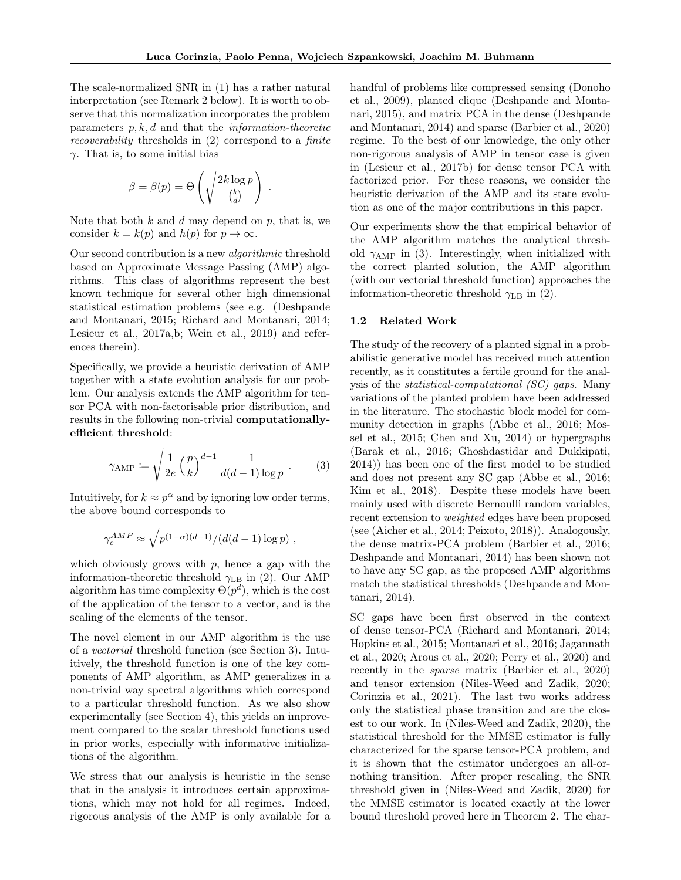The scale-normalized SNR in (1) has a rather natural interpretation (see Remark 2 below). It is worth to observe that this normalization incorporates the problem parameters $p, k, d$ and that the *information-theoretic recoverability* thresholds in (2) correspond to a *finite* $\gamma$. That is, to some initial bias

$$\beta = \beta(p) = \Theta\left(\sqrt{\frac{2k \log p}{\binom{k}{d}}}\right) .$$

Note that both $k$ and $d$ may depend on $p$, that is, we consider $k = k(p)$ and $h(p)$ for $p \to \infty$.

Our second contribution is a new *algorithmic* threshold based on Approximate Message Passing (AMP) algorithms. This class of algorithms represent the best known technique for several other high dimensional statistical estimation problems (see e.g. (Deshpande and Montanari, 2015; Richard and Montanari, 2014; Lesieur et al., 2017a,b; Wein et al., 2019) and references therein).

Specifically, we provide a heuristic derivation of AMP together with a state evolution analysis for our problem. Our analysis extends the AMP algorithm for tensor PCA with non-factorisable prior distribution, and results in the following non-trivial **computationally-efficient threshold**:

$$\gamma_{\text{AMP}} := \sqrt{\frac{1}{2e}\left(\frac{p}{k}\right)^{d-1}\frac{1}{d(d-1)\log p}} . \qquad (3)$$

Intuitively, for $k \approx p^\alpha$ and by ignoring low order terms, the above bound corresponds to

$$\gamma_c^{AMP} \approx \sqrt{p^{(1-\alpha)(d-1)}/(d(d-1)\log p)} ,$$

which obviously grows with $p$, hence a gap with the information-theoretic threshold $\gamma_{\text{LB}}$ in (2). Our AMP algorithm has time complexity $\Theta(p^d)$, which is the cost of the application of the tensor to a vector, and is the scaling of the elements of the tensor.

The novel element in our AMP algorithm is the use of a *vectorial* threshold function (see Section 3). Intuitively, the threshold function is one of the key components of AMP algorithm, as AMP generalizes in a non-trivial way spectral algorithms which correspond to a particular threshold function. As we also show experimentally (see Section 4), this yields an improvement compared to the scalar threshold functions used in prior works, especially with informative initializations of the algorithm.

We stress that our analysis is heuristic in the sense that in the analysis it introduces certain approximations, which may not hold for all regimes. Indeed, rigorous analysis of the AMP is only available for a handful of problems like compressed sensing (Donoho et al., 2009), planted clique (Deshpande and Montanari, 2015), and matrix PCA in the dense (Deshpande and Montanari, 2014) and sparse (Barbier et al., 2020) regime. To the best of our knowledge, the only other non-rigorous analysis of AMP in tensor case is given in (Lesieur et al., 2017b) for dense tensor PCA with factorized prior. For these reasons, we consider the heuristic derivation of the AMP and its state evolution as one of the major contributions in this paper.

Our experiments show the that empirical behavior of the AMP algorithm matches the analytical threshold $\gamma_{\text{AMP}}$ in (3). Interestingly, when initialized with the correct planted solution, the AMP algorithm (with our vectorial threshold function) approaches the information-theoretic threshold $\gamma_{\text{LB}}$ in (2).

### 1.2 Related Work

The study of the recovery of a planted signal in a probabilistic generative model has received much attention recently, as it constitutes a fertile ground for the analysis of the *statistical-computational (SC) gaps*. Many variations of the planted problem have been addressed in the literature. The stochastic block model for community detection in graphs (Abbe et al., 2016; Mossel et al., 2015; Chen and Xu, 2014) or hypergraphs (Barak et al., 2016; Ghoshdastidar and Dukkipati, 2014)) has been one of the first model to be studied and does not present any SC gap (Abbe et al., 2016; Kim et al., 2018). Despite these models have been mainly used with discrete Bernoulli random variables, recent extension to *weighted* edges have been proposed (see (Aicher et al., 2014; Peixoto, 2018)). Analogously, the dense matrix-PCA problem (Barbier et al., 2016; Deshpande and Montanari, 2014) has been shown not to have any SC gap, as the proposed AMP algorithms match the statistical thresholds (Deshpande and Montanari, 2014).

SC gaps have been first observed in the context of dense tensor-PCA (Richard and Montanari, 2014; Hopkins et al., 2015; Montanari et al., 2016; Jagannath et al., 2020; Arous et al., 2020; Perry et al., 2020) and recently in the *sparse* matrix (Barbier et al., 2020) and tensor extension (Niles-Weed and Zadik, 2020; Corinzia et al., 2021). The last two works address only the statistical phase transition and are the closest to our work. In (Niles-Weed and Zadik, 2020), the statistical threshold for the MMSE estimator is fully characterized for the sparse tensor-PCA problem, and it is shown that the estimator undergoes an all-or-nothing transition. After proper rescaling, the SNR threshold given in (Niles-Weed and Zadik, 2020) for the MMSE estimator is located exactly at the lower bound threshold proved here in Theorem 2. The char-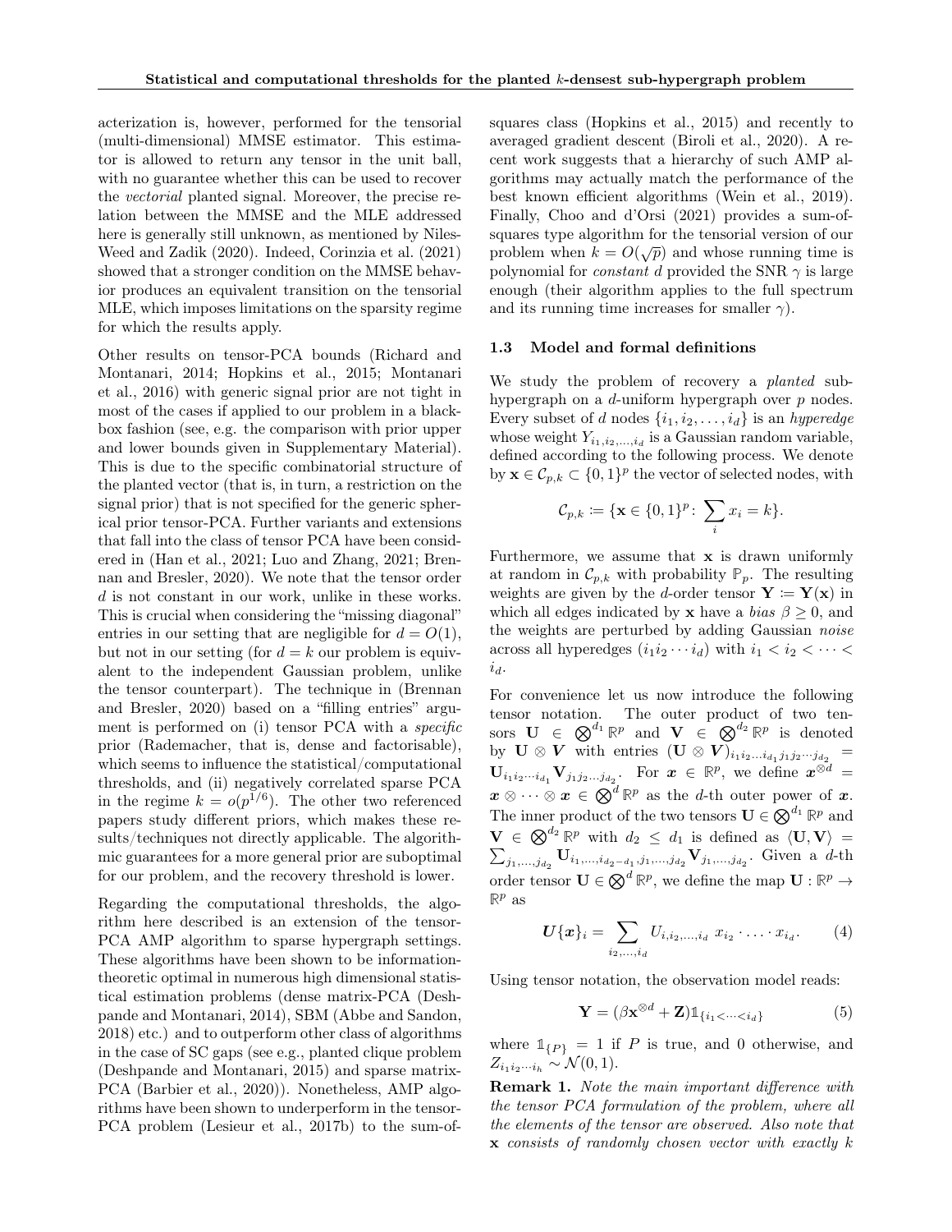acterization is, however, performed for the tensorial (multi-dimensional) MMSE estimator. This estimator is allowed to return any tensor in the unit ball, with no guarantee whether this can be used to recover the *vectorial* planted signal. Moreover, the precise relation between the MMSE and the MLE addressed here is generally still unknown, as mentioned by Niles-Weed and Zadik (2020). Indeed, Corinzia et al. (2021) showed that a stronger condition on the MMSE behavior produces an equivalent transition on the tensorial MLE, which imposes limitations on the sparsity regime for which the results apply.

Other results on tensor-PCA bounds (Richard and Montanari, 2014; Hopkins et al., 2015; Montanari et al., 2016) with generic signal prior are not tight in most of the cases if applied to our problem in a black-box fashion (see, e.g. the comparison with prior upper and lower bounds given in Supplementary Material). This is due to the specific combinatorial structure of the planted vector (that is, in turn, a restriction on the signal prior) that is not specified for the generic spherical prior tensor-PCA. Further variants and extensions that fall into the class of tensor PCA have been considered in (Han et al., 2021; Luo and Zhang, 2021; Brennan and Bresler, 2020). We note that the tensor order $d$ is not constant in our work, unlike in these works. This is crucial when considering the "missing diagonal" entries in our setting that are negligible for $d = O(1)$, but not in our setting (for $d = k$ our problem is equivalent to the independent Gaussian problem, unlike the tensor counterpart). The technique in (Brennan and Bresler, 2020) based on a "filling entries" argument is performed on (i) tensor PCA with a *specific* prior (Rademacher, that is, dense and factorisable), which seems to influence the statistical/computational thresholds, and (ii) negatively correlated sparse PCA in the regime $k = o(p^{1/6})$. The other two referenced papers study different priors, which makes these results/techniques not directly applicable. The algorithmic guarantees for a more general prior are suboptimal for our problem, and the recovery threshold is lower.

Regarding the computational thresholds, the algorithm here described is an extension of the tensor-PCA AMP algorithm to sparse hypergraph settings. These algorithms have been shown to be information-theoretic optimal in numerous high dimensional statistical estimation problems (dense matrix-PCA (Deshpande and Montanari, 2014), SBM (Abbe and Sandon, 2018) etc.) and to outperform other class of algorithms in the case of SC gaps (see e.g., planted clique problem (Deshpande and Montanari, 2015) and sparse matrix-PCA (Barbier et al., 2020)). Nonetheless, AMP algorithms have been shown to underperform in the tensor-PCA problem (Lesieur et al., 2017b) to the sum-of-squares class (Hopkins et al., 2015) and recently to averaged gradient descent (Biroli et al., 2020). A recent work suggests that a hierarchy of such AMP algorithms may actually match the performance of the best known efficient algorithms (Wein et al., 2019). Finally, Choo and d'Orsi (2021) provides a sum-of-squares type algorithm for the tensorial version of our problem when $k = O(\sqrt{p})$ and whose running time is polynomial for *constant* $d$ provided the SNR $\gamma$ is large enough (their algorithm applies to the full spectrum and its running time increases for smaller $\gamma$).

### 1.3 Model and formal definitions

We study the problem of recovery a *planted* sub-hypergraph on a $d$-uniform hypergraph over $p$ nodes. Every subset of $d$ nodes $\{i_1, i_2, \ldots, i_d\}$ is an *hyperedge* whose weight $Y_{i_1,i_2,\ldots,i_d}$ is a Gaussian random variable, defined according to the following process. We denote by $\mathbf{x} \in \mathcal{C}_{p,k} \subset \{0,1\}^p$ the vector of selected nodes, with

$$\mathcal{C}_{p,k} \coloneqq \{\mathbf{x} \in \{0,1\}^p \colon \sum_i x_i = k\}.$$

Furthermore, we assume that $\mathbf{x}$ is drawn uniformly at random in $\mathcal{C}_{p,k}$ with probability $\mathbb{P}_p$. The resulting weights are given by the $d$-order tensor $\mathbf{Y} \coloneqq \mathbf{Y}(\mathbf{x})$ in which all edges indicated by $\mathbf{x}$ have a *bias* $\beta \geq 0$, and the weights are perturbed by adding Gaussian *noise* across all hyperedges $(i_1 i_2 \cdots i_d)$ with $i_1 < i_2 < \cdots < i_d$.

For convenience let us now introduce the following tensor notation. The outer product of two tensors $\mathbf{U} \in \bigotimes^{d_1} \mathbb{R}^p$ and $\boldsymbol{V} \in \bigotimes^{d_2} \mathbb{R}^p$ is denoted by $\mathbf{U} \otimes \boldsymbol{V}$ with entries $(\mathbf{U} \otimes \boldsymbol{V})_{i_1 i_2 \ldots i_{d_1} j_1 j_2 \cdots j_{d_2}} = \mathbf{U}_{i_1 i_2 \cdots i_{d_1}} \mathbf{V}_{j_1 j_2 \ldots j_{d_2}}$. For $\boldsymbol{x} \in \mathbb{R}^p$, we define $\boldsymbol{x}^{\otimes d} = \boldsymbol{x} \otimes \cdots \otimes \boldsymbol{x} \in \bigotimes^d \mathbb{R}^p$ as the $d$-th outer power of $\boldsymbol{x}$. The inner product of the two tensors $\mathbf{U} \in \bigotimes^{d_1} \mathbb{R}^p$ and $\mathbf{V} \in \bigotimes^{d_2} \mathbb{R}^p$ with $d_2 \leq d_1$ is defined as $\langle \mathbf{U}, \mathbf{V} \rangle = \sum_{j_1,\ldots,j_{d_2}} \mathbf{U}_{i_1,\ldots,i_{d_2-d_1},j_1,\ldots,j_{d_2}} \mathbf{V}_{j_1,\ldots,j_{d_2}}$. Given a $d$-th order tensor $\mathbf{U} \in \bigotimes^d \mathbb{R}^p$, we define the map $\mathbf{U} : \mathbb{R}^p \to \mathbb{R}^p$ as

$$\boldsymbol{U}\{\boldsymbol{x}\}_i = \sum_{i_2,\ldots,i_d} U_{i,i_2,\ldots,i_d} \; x_{i_2} \cdot \ldots \cdot x_{i_d}. \tag{4}$$

Using tensor notation, the observation model reads:

$$\mathbf{Y} = (\beta \mathbf{x}^{\otimes d} + \mathbf{Z}) \mathbb{1}_{\{i_1 < \cdots < i_d\}} \tag{5}$$

where $\mathbb{1}_{\{P\}} = 1$ if $P$ is true, and 0 otherwise, and $Z_{i_1 i_2 \cdots i_h} \sim \mathcal{N}(0,1)$.

**Remark 1.** *Note the main important difference with the tensor PCA formulation of the problem, where all the elements of the tensor are observed. Also note that* $\mathbf{x}$ *consists of randomly chosen vector with exactly* $k$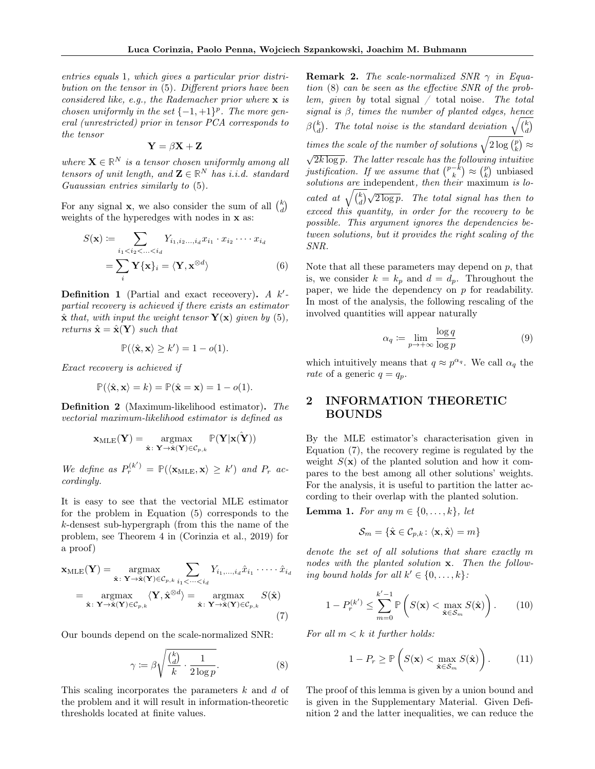*entries equals* 1*, which gives a particular prior distribution on the tensor in* (5)*. Different priors have been considered like, e.g., the Rademacher prior where* $\mathbf{x}$ *is chosen uniformly in the set* $\{-1, +1\}^p$*. The more general (unrestricted) prior in tensor PCA corresponds to the tensor*

$$\mathbf{Y} = \beta \mathbf{X} + \mathbf{Z}$$

*where* $\mathbf{X} \in \mathbb{R}^N$ *is a tensor chosen uniformly among all tensors of unit length, and* $\mathbf{Z} \in \mathbb{R}^N$ *has i.i.d. standard Guaussian entries similarly to* (5)*.*

For any signal $\mathbf{x}$, we also consider the sum of all $\binom{k}{d}$ weights of the hyperedges with nodes in $\mathbf{x}$ as:

$$\begin{aligned} S(\mathbf{x}) &:= \sum_{i_1 < i_2 < \ldots < i_d} Y_{i_1, i_2 \ldots, i_d} x_{i_1} \cdot x_{i_2} \cdots x_{i_d} \\ &= \sum_i \mathbf{Y}\{\mathbf{x}\}_i = \langle \mathbf{Y}, \mathbf{x}^{\otimes d} \rangle \end{aligned} \tag{6}$$

**Definition 1** (Partial and exact receovery)**.** *A* $k'$*-partial recovery is achieved if there exists an estimator* $\hat{\mathbf{x}}$ *that, with input the weight tensor* $\mathbf{Y}(\mathbf{x})$ *given by* (5)*, returns* $\hat{\mathbf{x}} = \hat{\mathbf{x}}(\mathbf{Y})$ *such that*

$$\mathbb{P}(\langle \hat{\mathbf{x}}, \mathbf{x} \rangle \geq k') = 1 - o(1).$$

*Exact recovery is achieved if*

$$\mathbb{P}(\langle \hat{\mathbf{x}}, \mathbf{x} \rangle = k) = \mathbb{P}(\hat{\mathbf{x}} = \mathbf{x}) = 1 - o(1).$$

**Definition 2** (Maximum-likelihood estimator)**.** *The vectorial maximum-likelihood estimator is defined as*

$$\mathbf{x}_{\mathrm{MLE}}(\mathbf{Y}) = \underset{\hat{\mathbf{x}} \colon \mathbf{Y} \to \hat{\mathbf{x}}(\mathbf{Y}) \in \mathcal{C}_{p,k}}{\operatorname{argmax}} \mathbb{P}(\mathbf{Y} | \mathbf{x}(\hat{\mathbf{Y}}))$$

*We define as* $P_r^{(k')} = \mathbb{P}(\langle \mathbf{x}_{\mathrm{MLE}}, \mathbf{x} \rangle \geq k')$ *and* $P_r$ *accordingly.*

It is easy to see that the vectorial MLE estimator for the problem in Equation (5) corresponds to the $k$-densest sub-hypergraph (from this the name of the problem, see Theorem 4 in (Corinzia et al., 2019) for a proof)

$$\begin{aligned} \mathbf{x}_{\mathrm{MLE}}(\mathbf{Y}) &= \underset{\hat{\mathbf{x}} \colon \mathbf{Y} \to \hat{\mathbf{x}}(\mathbf{Y}) \in \mathcal{C}_{p,k}}{\operatorname{argmax}} \sum_{i_1 < \cdots < i_d} Y_{i_1, \ldots, i_d} \hat{x}_{i_1} \cdot \cdots \cdot \hat{x}_{i_d} \\ &= \underset{\hat{\mathbf{x}} \colon \mathbf{Y} \to \hat{\mathbf{x}}(\mathbf{Y}) \in \mathcal{C}_{p,k}}{\operatorname{argmax}} \langle \mathbf{Y}, \hat{\mathbf{x}}^{\otimes d} \rangle = \underset{\hat{\mathbf{x}} \colon \mathbf{Y} \to \hat{\mathbf{x}}(\mathbf{Y}) \in \mathcal{C}_{p,k}}{\operatorname{argmax}} S(\hat{\mathbf{x}}) \end{aligned} \tag{7}$$

Our bounds depend on the scale-normalized SNR:

$$\gamma := \beta \sqrt{\frac{\binom{k}{d}}{k} \cdot \frac{1}{2 \log p}}. \tag{8}$$

This scaling incorporates the parameters $k$ and $d$ of the problem and it will result in information-theoretic thresholds located at finite values.

**Remark 2.** *The scale-normalized SNR* $\gamma$ *in Equation* (8) *can be seen as the effective SNR of the problem, given by* total signal / total noise*. The total signal is* $\beta$*, times the number of planted edges, hence* $\beta \binom{k}{d}$*. The total noise is the standard deviation* $\sqrt{\binom{k}{d}}$ *times the scale of the number of solutions* $\sqrt{2 \log \binom{p}{k}} \approx \sqrt{2k \log p}$*. The latter rescale has the following intuitive justification. If we assume that* $\binom{p-k}{k} \approx \binom{p}{k}$ unbiased *solutions are* independent*, then their* maximum *is located at* $\sqrt{\binom{k}{d}} \sqrt{2 \log p}$*. The total signal has then to exceed this quantity, in order for the recovery to be possible. This argument ignores the dependencies between solutions, but it provides the right scaling of the SNR.*

Note that all these parameters may depend on $p$, that is, we consider $k = k_p$ and $d = d_p$. Throughout the paper, we hide the dependency on $p$ for readability. In most of the analysis, the following rescaling of the involved quantities will appear naturally

$$\alpha_q := \lim_{p \to +\infty} \frac{\log q}{\log p} \tag{9}$$

which intuitively means that $q \approx p^{\alpha_q}$. We call $\alpha_q$ the *rate* of a generic $q = q_p$.

## 2 INFORMATION THEORETIC BOUNDS

By the MLE estimator's characterisation given in Equation (7), the recovery regime is regulated by the weight $S(\mathbf{x})$ of the planted solution and how it compares to the best among all other solutions' weights. For the analysis, it is useful to partition the latter according to their overlap with the planted solution.

**Lemma 1.** *For any* $m \in \{0, \ldots, k\}$*, let*

$$\mathcal{S}_m = \{\hat{\mathbf{x}} \in \mathcal{C}_{p,k} \colon \langle \mathbf{x}, \hat{\mathbf{x}} \rangle = m\}$$

*denote the set of all solutions that share exactly* $m$ *nodes with the planted solution* $\mathbf{x}$*. Then the following bound holds for all* $k' \in \{0, \ldots, k\}$*:*

$$1 - P_r^{(k')} \leq \sum_{m=0}^{k'-1} \mathbb{P}\left(S(\mathbf{x}) < \max_{\hat{\mathbf{x}} \in \mathcal{S}_m} S(\hat{\mathbf{x}})\right). \tag{10}$$

*For all* $m < k$ *it further holds:*

$$1 - P_r \geq \mathbb{P}\left(S(\mathbf{x}) < \max_{\hat{\mathbf{x}} \in \mathcal{S}_m} S(\hat{\mathbf{x}})\right). \tag{11}$$

The proof of this lemma is given by a union bound and is given in the Supplementary Material. Given Definition 2 and the latter inequalities, we can reduce the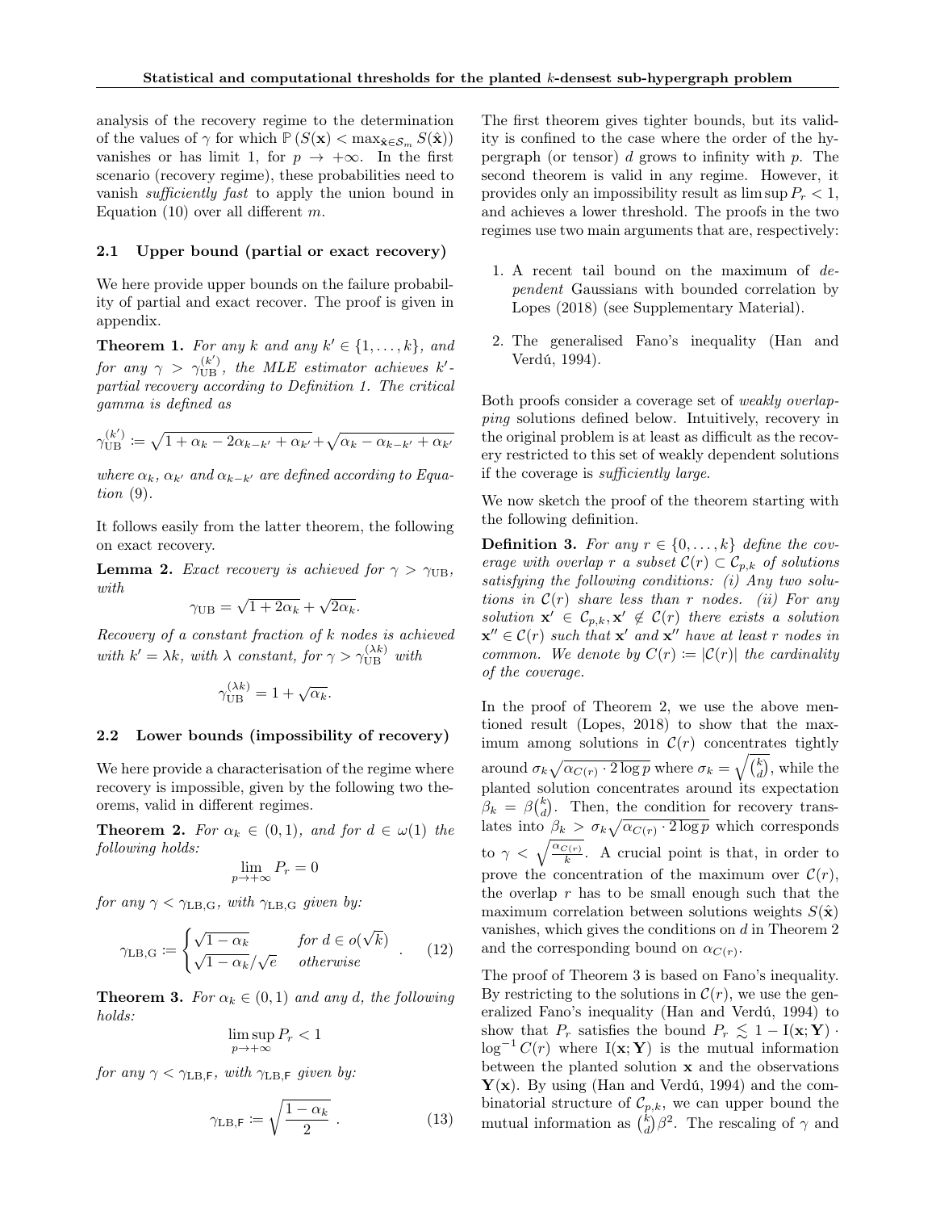analysis of the recovery regime to the determination of the values of $\gamma$ for which $\mathbb{P}\left(S(\mathbf{x}) < \max_{\hat{\mathbf{x}} \in \mathcal{S}_m} S(\hat{\mathbf{x}})\right)$ vanishes or has limit 1, for $p \to +\infty$. In the first scenario (recovery regime), these probabilities need to vanish *sufficiently fast* to apply the union bound in Equation (10) over all different $m$.

## 2.1 Upper bound (partial or exact recovery)

We here provide upper bounds on the failure probability of partial and exact recover. The proof is given in appendix.

**Theorem 1.** *For any $k$ and any $k' \in \{1, \dots, k\}$, and for any $\gamma > \gamma_{\mathrm{UB}}^{(k')}$, the MLE estimator achieves $k'$-partial recovery according to Definition 1. The critical gamma is defined as*

$$\gamma_{\mathrm{UB}}^{(k')} \coloneqq \sqrt{1 + \alpha_k - 2\alpha_{k-k'} + \alpha_{k'}} + \sqrt{\alpha_k - \alpha_{k-k'} + \alpha_{k'}}$$

*where $\alpha_k$, $\alpha_{k'}$ and $\alpha_{k-k'}$ are defined according to Equation (9).*

It follows easily from the latter theorem, the following on exact recovery.

**Lemma 2.** *Exact recovery is achieved for $\gamma > \gamma_{\mathrm{UB}}$, with*

$$\gamma_{\mathrm{UB}} = \sqrt{1 + 2\alpha_k} + \sqrt{2\alpha_k}.$$

*Recovery of a constant fraction of $k$ nodes is achieved with $k' = \lambda k$, with $\lambda$ constant, for $\gamma > \gamma_{\mathrm{UB}}^{(\lambda k)}$ with*

$$\gamma_{\mathrm{UB}}^{(\lambda k)} = 1 + \sqrt{\alpha_k}.$$

## 2.2 Lower bounds (impossibility of recovery)

We here provide a characterisation of the regime where recovery is impossible, given by the following two theorems, valid in different regimes.

**Theorem 2.** *For $\alpha_k \in (0, 1)$, and for $d \in \omega(1)$ the following holds:*

$$\lim_{p \to +\infty} P_r = 0$$

*for any $\gamma < \gamma_{\mathrm{LB,G}}$, with $\gamma_{\mathrm{LB,G}}$ given by:*

$$\gamma_{\mathrm{LB,G}} \coloneqq \begin{cases} \sqrt{1 - \alpha_k} & \text{for } d \in o(\sqrt{k}) \\ \sqrt{1 - \alpha_k}/\sqrt{e} & \text{otherwise} \end{cases} . \qquad (12)$$

**Theorem 3.** *For $\alpha_k \in (0, 1)$ and any $d$, the following holds:*

$$\limsup_{p \to +\infty} P_r < 1$$

*for any $\gamma < \gamma_{\mathrm{LB,F}}$, with $\gamma_{\mathrm{LB,F}}$ given by:*

$$\gamma_{\mathrm{LB,F}} \coloneqq \sqrt{\frac{1 - \alpha_k}{2}} . \qquad (13)$$

The first theorem gives tighter bounds, but its validity is confined to the case where the order of the hypergraph (or tensor) $d$ grows to infinity with $p$. The second theorem is valid in any regime. However, it provides only an impossibility result as $\limsup P_r < 1$, and achieves a lower threshold. The proofs in the two regimes use two main arguments that are, respectively:

1. A recent tail bound on the maximum of *dependent* Gaussians with bounded correlation by Lopes (2018) (see Supplementary Material).
2. The generalised Fano's inequality (Han and Verdú, 1994).

Both proofs consider a coverage set of *weakly overlapping* solutions defined below. Intuitively, recovery in the original problem is at least as difficult as the recovery restricted to this set of weakly dependent solutions if the coverage is *sufficiently large*.

We now sketch the proof of the theorem starting with the following definition.

**Definition 3.** *For any $r \in \{0, \dots, k\}$ define the coverage with overlap $r$ a subset $\mathcal{C}(r) \subset \mathcal{C}_{p,k}$ of solutions satisfying the following conditions: (i) Any two solutions in $\mathcal{C}(r)$ share less than $r$ nodes. (ii) For any solution $\mathbf{x}' \in \mathcal{C}_{p,k}, \mathbf{x}' \notin \mathcal{C}(r)$ there exists a solution $\mathbf{x}'' \in \mathcal{C}(r)$ such that $\mathbf{x}'$ and $\mathbf{x}''$ have at least $r$ nodes in common. We denote by $C(r) \coloneqq |\mathcal{C}(r)|$ the cardinality of the coverage.*

In the proof of Theorem 2, we use the above mentioned result (Lopes, 2018) to show that the maximum among solutions in $\mathcal{C}(r)$ concentrates tightly around $\sigma_k \sqrt{\alpha_{C(r)} \cdot 2 \log p}$ where $\sigma_k = \sqrt{\binom{k}{d}}$, while the planted solution concentrates around its expectation $\beta_k = \beta \binom{k}{d}$. Then, the condition for recovery translates into $\beta_k > \sigma_k \sqrt{\alpha_{C(r)} \cdot 2 \log p}$ which corresponds to $\gamma < \sqrt{\frac{\alpha_{C(r)}}{k}}$. A crucial point is that, in order to prove the concentration of the maximum over $\mathcal{C}(r)$, the overlap $r$ has to be small enough such that the maximum correlation between solutions weights $S(\hat{\mathbf{x}})$ vanishes, which gives the conditions on $d$ in Theorem 2 and the corresponding bound on $\alpha_{C(r)}$.

The proof of Theorem 3 is based on Fano's inequality. By restricting to the solutions in $\mathcal{C}(r)$, we use the generalized Fano's inequality (Han and Verdú, 1994) to show that $P_r$ satisfies the bound $P_r \lesssim 1 - \mathrm{I}(\mathbf{x}; \mathbf{Y}) \cdot \log^{-1} C(r)$ where $\mathrm{I}(\mathbf{x}; \mathbf{Y})$ is the mutual information between the planted solution $\mathbf{x}$ and the observations $\mathbf{Y}(\mathbf{x})$. By using (Han and Verdú, 1994) and the combinatorial structure of $\mathcal{C}_{p,k}$, we can upper bound the mutual information as $\binom{k}{d}\beta^2$. The rescaling of $\gamma$ and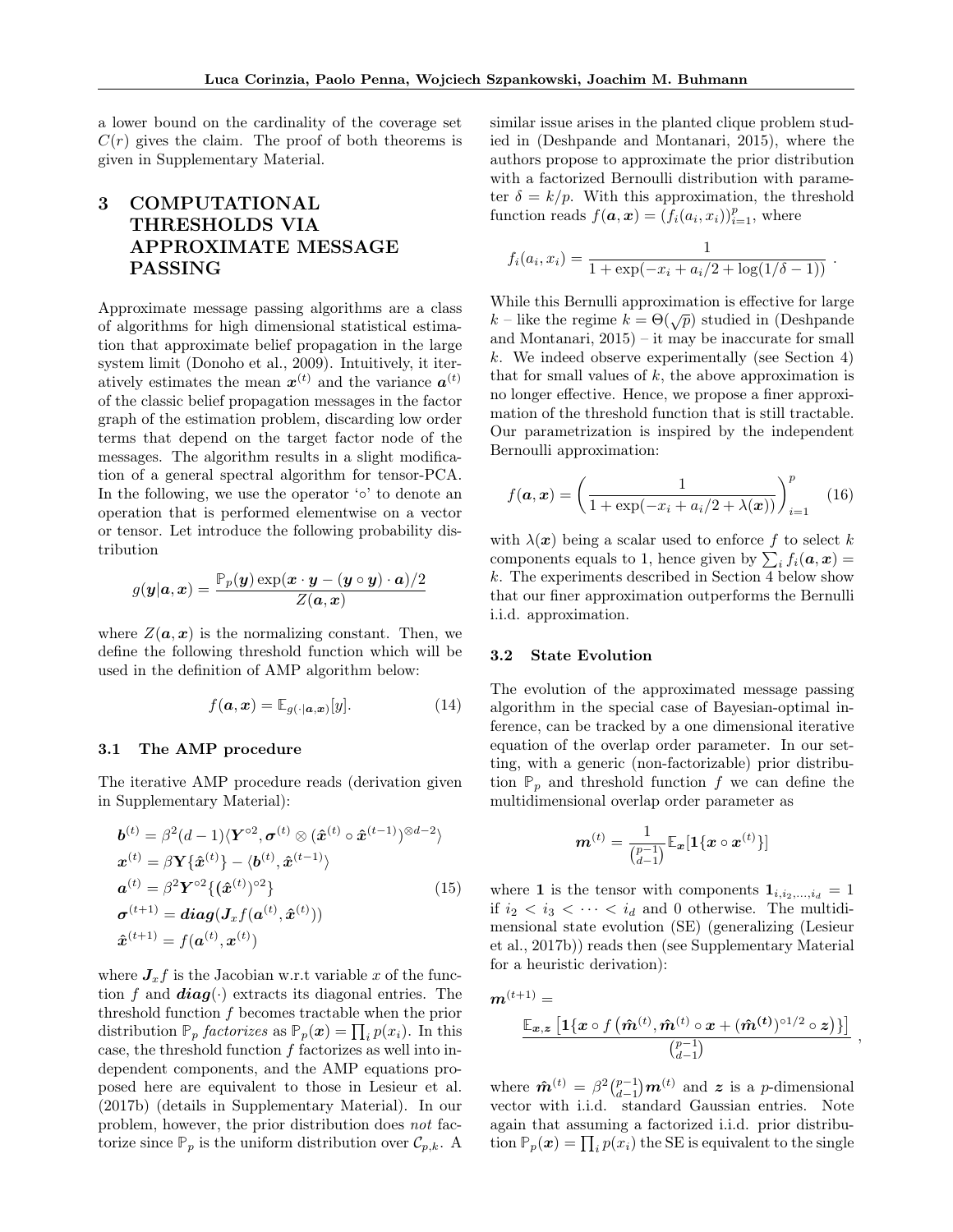a lower bound on the cardinality of the coverage set $C(r)$ gives the claim. The proof of both theorems is given in Supplementary Material.

## 3 COMPUTATIONAL THRESHOLDS VIA APPROXIMATE MESSAGE PASSING

Approximate message passing algorithms are a class of algorithms for high dimensional statistical estimation that approximate belief propagation in the large system limit (Donoho et al., 2009). Intuitively, it iteratively estimates the mean $\boldsymbol{x}^{(t)}$ and the variance $\boldsymbol{a}^{(t)}$ of the classic belief propagation messages in the factor graph of the estimation problem, discarding low order terms that depend on the target factor node of the messages. The algorithm results in a slight modification of a general spectral algorithm for tensor-PCA. In the following, we use the operator '$\circ$' to denote an operation that is performed elementwise on a vector or tensor. Let introduce the following probability distribution

$$g(\boldsymbol{y}|\boldsymbol{a}, \boldsymbol{x}) = \frac{\mathbb{P}_p(\boldsymbol{y}) \exp(\boldsymbol{x} \cdot \boldsymbol{y} - (\boldsymbol{y} \circ \boldsymbol{y}) \cdot \boldsymbol{a})/2}{Z(\boldsymbol{a}, \boldsymbol{x})}$$

where $Z(\boldsymbol{a}, \boldsymbol{x})$ is the normalizing constant. Then, we define the following threshold function which will be used in the definition of AMP algorithm below:

$$f(\boldsymbol{a}, \boldsymbol{x}) = \mathbb{E}_{g(\cdot|\boldsymbol{a},\boldsymbol{x})}[y]. \tag{14}$$

### 3.1 The AMP procedure

The iterative AMP procedure reads (derivation given in Supplementary Material):

$$\begin{aligned}
&\boldsymbol{b}^{(t)} = \beta^2(d-1)\langle \boldsymbol{Y}^{\circ 2}, \boldsymbol{\sigma}^{(t)} \otimes (\hat{\boldsymbol{x}}^{(t)} \circ \hat{\boldsymbol{x}}^{(t-1)})^{\otimes d-2} \rangle \\
&\boldsymbol{x}^{(t)} = \beta \boldsymbol{Y}\{\hat{\boldsymbol{x}}^{(t)}\} - \langle \boldsymbol{b}^{(t)}, \hat{\boldsymbol{x}}^{(t-1)} \rangle \\
&\boldsymbol{a}^{(t)} = \beta^2 \boldsymbol{Y}^{\circ 2}\{(\hat{\boldsymbol{x}}^{(t)})^{\circ 2}\} \\
&\boldsymbol{\sigma}^{(t+1)} = \boldsymbol{diag}(\boldsymbol{J}_x f(\boldsymbol{a}^{(t)}, \hat{\boldsymbol{x}}^{(t)})) \\
&\hat{\boldsymbol{x}}^{(t+1)} = f(\boldsymbol{a}^{(t)}, \boldsymbol{x}^{(t)})
\end{aligned} \tag{15}$$

where $\boldsymbol{J}_x f$ is the Jacobian w.r.t variable $x$ of the function $f$ and $\boldsymbol{diag}(\cdot)$ extracts its diagonal entries. The threshold function $f$ becomes tractable when the prior distribution $\mathbb{P}_p$ *factorizes* as $\mathbb{P}_p(\boldsymbol{x}) = \prod_i p(x_i)$. In this case, the threshold function $f$ factorizes as well into independent components, and the AMP equations proposed here are equivalent to those in Lesieur et al. (2017b) (details in Supplementary Material). In our problem, however, the prior distribution does *not* factorize since $\mathbb{P}_p$ is the uniform distribution over $\mathcal{C}_{p,k}$. A similar issue arises in the planted clique problem studied in (Deshpande and Montanari, 2015), where the authors propose to approximate the prior distribution with a factorized Bernoulli distribution with parameter $\delta = k/p$. With this approximation, the threshold function reads $f(\boldsymbol{a}, \boldsymbol{x}) = (f_i(a_i, x_i))_{i=1}^p$, where

$$f_i(a_i, x_i) = \frac{1}{1 + \exp(-x_i + a_i/2 + \log(1/\delta - 1))} \; .$$

While this Bernulli approximation is effective for large $k$ – like the regime $k = \Theta(\sqrt{p})$ studied in (Deshpande and Montanari, 2015) – it may be inaccurate for small $k$. We indeed observe experimentally (see Section 4) that for small values of $k$, the above approximation is no longer effective. Hence, we propose a finer approximation of the threshold function that is still tractable. Our parametrization is inspired by the independent Bernoulli approximation:

$$f(\boldsymbol{a}, \boldsymbol{x}) = \left( \frac{1}{1 + \exp(-x_i + a_i/2 + \lambda(\boldsymbol{x}))} \right)_{i=1}^p \tag{16}$$

with $\lambda(\boldsymbol{x})$ being a scalar used to enforce $f$ to select $k$ components equals to 1, hence given by $\sum_i f_i(\boldsymbol{a}, \boldsymbol{x}) = k$. The experiments described in Section 4 below show that our finer approximation outperforms the Bernulli i.i.d. approximation.

### 3.2 State Evolution

The evolution of the approximated message passing algorithm in the special case of Bayesian-optimal inference, can be tracked by a one dimensional iterative equation of the overlap order parameter. In our setting, with a generic (non-factorizable) prior distribution $\mathbb{P}_p$ and threshold function $f$ we can define the multidimensional overlap order parameter as

$$\boldsymbol{m}^{(t)} = \frac{1}{\binom{p-1}{d-1}} \mathbb{E}_{\boldsymbol{x}}[\boldsymbol{1}\{\boldsymbol{x} \circ \boldsymbol{x}^{(t)}\}]$$

where $\boldsymbol{1}$ is the tensor with components $\boldsymbol{1}_{i,i_2,\dots,i_d} = 1$ if $i_2 < i_3 < \cdots < i_d$ and 0 otherwise. The multidimensional state evolution (SE) (generalizing (Lesieur et al., 2017b)) reads then (see Supplementary Material for a heuristic derivation):

$$\boldsymbol{m}^{(t+1)} = \frac{\mathbb{E}_{\boldsymbol{x},\boldsymbol{z}} \left[ \boldsymbol{1}\{\boldsymbol{x} \circ f\left(\hat{\boldsymbol{m}}^{(t)}, \hat{\boldsymbol{m}}^{(t)} \circ \boldsymbol{x} + (\hat{\boldsymbol{m}}^{(t)})^{\circ 1/2} \circ \boldsymbol{z}\right)\}\right]}{\binom{p-1}{d-1}} \; ,$$

where $\hat{\boldsymbol{m}}^{(t)} = \beta^2 \binom{p-1}{d-1} \boldsymbol{m}^{(t)}$ and $\boldsymbol{z}$ is a $p$-dimensional vector with i.i.d. standard Gaussian entries. Note again that assuming a factorized i.i.d. prior distribution $\mathbb{P}_p(\boldsymbol{x}) = \prod_i p(x_i)$ the SE is equivalent to the single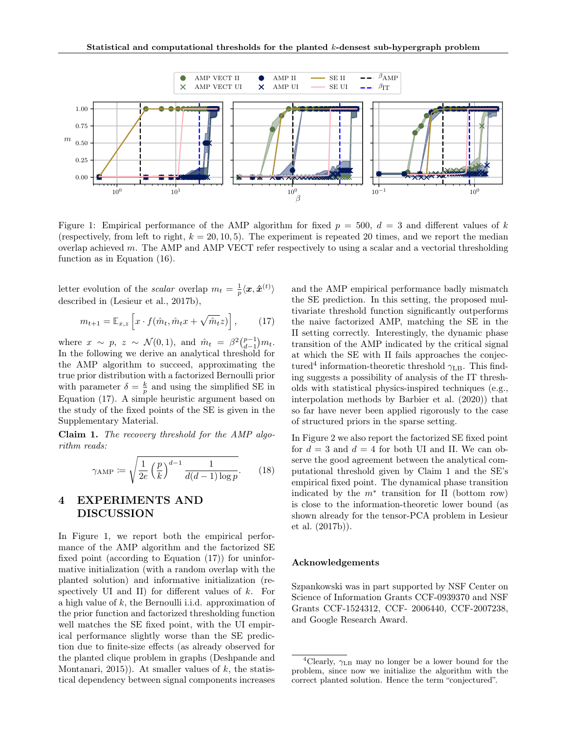Figure 1: Empirical performance of the AMP algorithm for fixed $p = 500$, $d = 3$ and different values of $k$ (respectively, from left to right, $k = 20, 10, 5$). The experiment is repeated 20 times, and we report the median overlap achieved $m$. The AMP and AMP VECT refer respectively to using a scalar and a vectorial thresholding function as in Equation (16).

letter evolution of the *scalar* overlap $m_t = \frac{1}{p}\langle \boldsymbol{x}, \hat{\boldsymbol{x}}^{(t)} \rangle$ described in (Lesieur et al., 2017b),

$$m_{t+1} = \mathbb{E}_{x,z}\left[x \cdot f(\hat{m}_t, \hat{m}_t x + \sqrt{\hat{m}_t} z)\right], \qquad (17)$$

where $x \sim p$, $z \sim \mathcal{N}(0,1)$, and $\hat{m}_t = \beta^2 \binom{p-1}{d-1} m_t$. In the following we derive an analytical threshold for the AMP algorithm to succeed, approximating the true prior distribution with a factorized Bernoulli prior with parameter $\delta = \frac{k}{p}$ and using the simplified SE in Equation (17). A simple heuristic argument based on the study of the fixed points of the SE is given in the Supplementary Material.

**Claim 1.** *The recovery threshold for the AMP algorithm reads:*

$$\gamma_{\text{AMP}} \coloneqq \sqrt{\frac{1}{2e}\left(\frac{p}{k}\right)^{d-1} \frac{1}{d(d-1)\log p}}. \qquad (18)$$

# 4 EXPERIMENTS AND DISCUSSION

In Figure 1, we report both the empirical performance of the AMP algorithm and the factorized SE fixed point (according to Equation (17)) for uninformative initialization (with a random overlap with the planted solution) and informative initialization (respectively UI and II) for different values of $k$. For a high value of $k$, the Bernoulli i.i.d. approximation of the prior function and factorized thresholding function well matches the SE fixed point, with the UI empirical performance slightly worse than the SE prediction due to finite-size effects (as already observed for the planted clique problem in graphs (Deshpande and Montanari, 2015)). At smaller values of $k$, the statistical dependency between signal components increases and the AMP empirical performance badly mismatch the SE prediction. In this setting, the proposed multivariate threshold function significantly outperforms the naive factorized AMP, matching the SE in the II setting correctly. Interestingly, the dynamic phase transition of the AMP indicated by the critical signal at which the SE with II fails approaches the conjectured[4] information-theoretic threshold $\gamma_{\text{LB}}$. This finding suggests a possibility of analysis of the IT thresholds with statistical physics-inspired techniques (e.g., interpolation methods by Barbier et al. (2020)) that so far have never been applied rigorously to the case of structured priors in the sparse setting.

In Figure 2 we also report the factorized SE fixed point for $d = 3$ and $d = 4$ for both UI and II. We can observe the good agreement between the analytical computational threshold given by Claim 1 and the SE's empirical fixed point. The dynamical phase transition indicated by the $m^*$ transition for II (bottom row) is close to the information-theoretic lower bound (as shown already for the tensor-PCA problem in Lesieur et al. (2017b)).

### Acknowledgements

Szpankowski was in part supported by NSF Center on Science of Information Grants CCF-0939370 and NSF Grants CCF-1524312, CCF- 2006440, CCF-2007238, and Google Research Award.

[4] Clearly, $\gamma_{\text{LB}}$ may no longer be a lower bound for the problem, since now we initialize the algorithm with the correct planted solution. Hence the term "conjectured".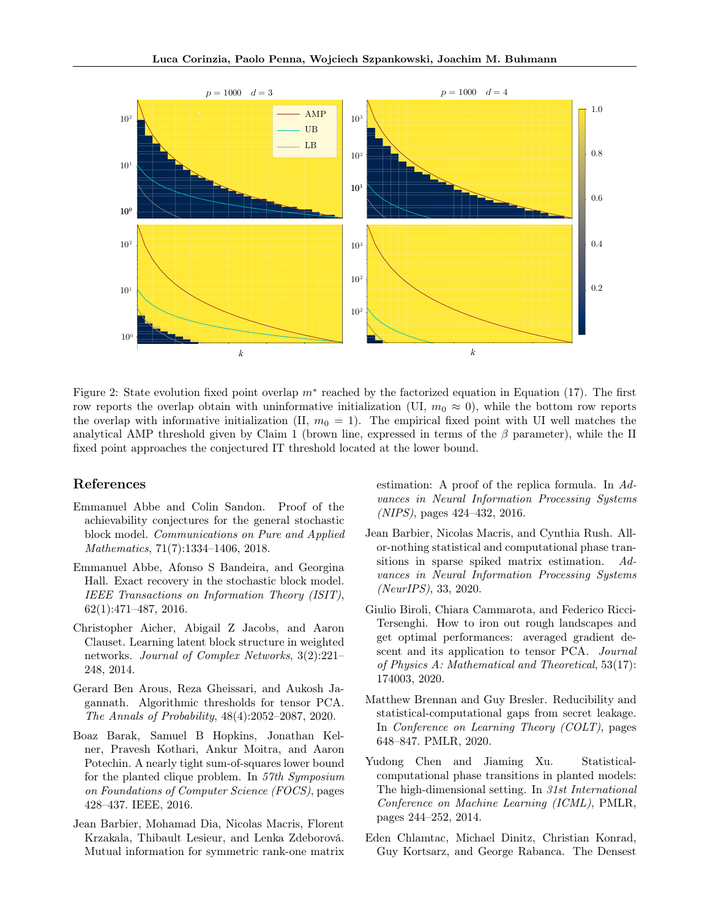Figure 2: State evolution fixed point overlap $m^*$ reached by the factorized equation in Equation (17). The first row reports the overlap obtain with uninformative initialization (UI, $m_0 \approx 0$), while the bottom row reports the overlap with informative initialization (II, $m_0 = 1$). The empirical fixed point with UI well matches the analytical AMP threshold given by Claim 1 (brown line, expressed in terms of the $\beta$ parameter), while the II fixed point approaches the conjectured IT threshold located at the lower bound.

## References

Emmanuel Abbe and Colin Sandon. Proof of the achievability conjectures for the general stochastic block model. *Communications on Pure and Applied Mathematics*, 71(7):1334–1406, 2018.

Emmanuel Abbe, Afonso S Bandeira, and Georgina Hall. Exact recovery in the stochastic block model. *IEEE Transactions on Information Theory (ISIT)*, 62(1):471–487, 2016.

Christopher Aicher, Abigail Z Jacobs, and Aaron Clauset. Learning latent block structure in weighted networks. *Journal of Complex Networks*, 3(2):221–248, 2014.

Gerard Ben Arous, Reza Gheissari, and Aukosh Jagannath. Algorithmic thresholds for tensor PCA. *The Annals of Probability*, 48(4):2052–2087, 2020.

Boaz Barak, Samuel B Hopkins, Jonathan Kelner, Pravesh Kothari, Ankur Moitra, and Aaron Potechin. A nearly tight sum-of-squares lower bound for the planted clique problem. In *57th Symposium on Foundations of Computer Science (FOCS)*, pages 428–437. IEEE, 2016.

Jean Barbier, Mohamad Dia, Nicolas Macris, Florent Krzakala, Thibault Lesieur, and Lenka Zdeborová. Mutual information for symmetric rank-one matrix estimation: A proof of the replica formula. In *Advances in Neural Information Processing Systems (NIPS)*, pages 424–432, 2016.

Jean Barbier, Nicolas Macris, and Cynthia Rush. All-or-nothing statistical and computational phase transitions in sparse spiked matrix estimation. *Advances in Neural Information Processing Systems (NeurIPS)*, 33, 2020.

Giulio Biroli, Chiara Cammarota, and Federico Ricci-Tersenghi. How to iron out rough landscapes and get optimal performances: averaged gradient descent and its application to tensor PCA. *Journal of Physics A: Mathematical and Theoretical*, 53(17): 174003, 2020.

Matthew Brennan and Guy Bresler. Reducibility and statistical-computational gaps from secret leakage. In *Conference on Learning Theory (COLT)*, pages 648–847. PMLR, 2020.

Yudong Chen and Jiaming Xu. Statistical-computational phase transitions in planted models: The high-dimensional setting. In *31st International Conference on Machine Learning (ICML)*, PMLR, pages 244–252, 2014.

Eden Chlamtac, Michael Dinitz, Christian Konrad, Guy Kortsarz, and George Rabanca. The Densest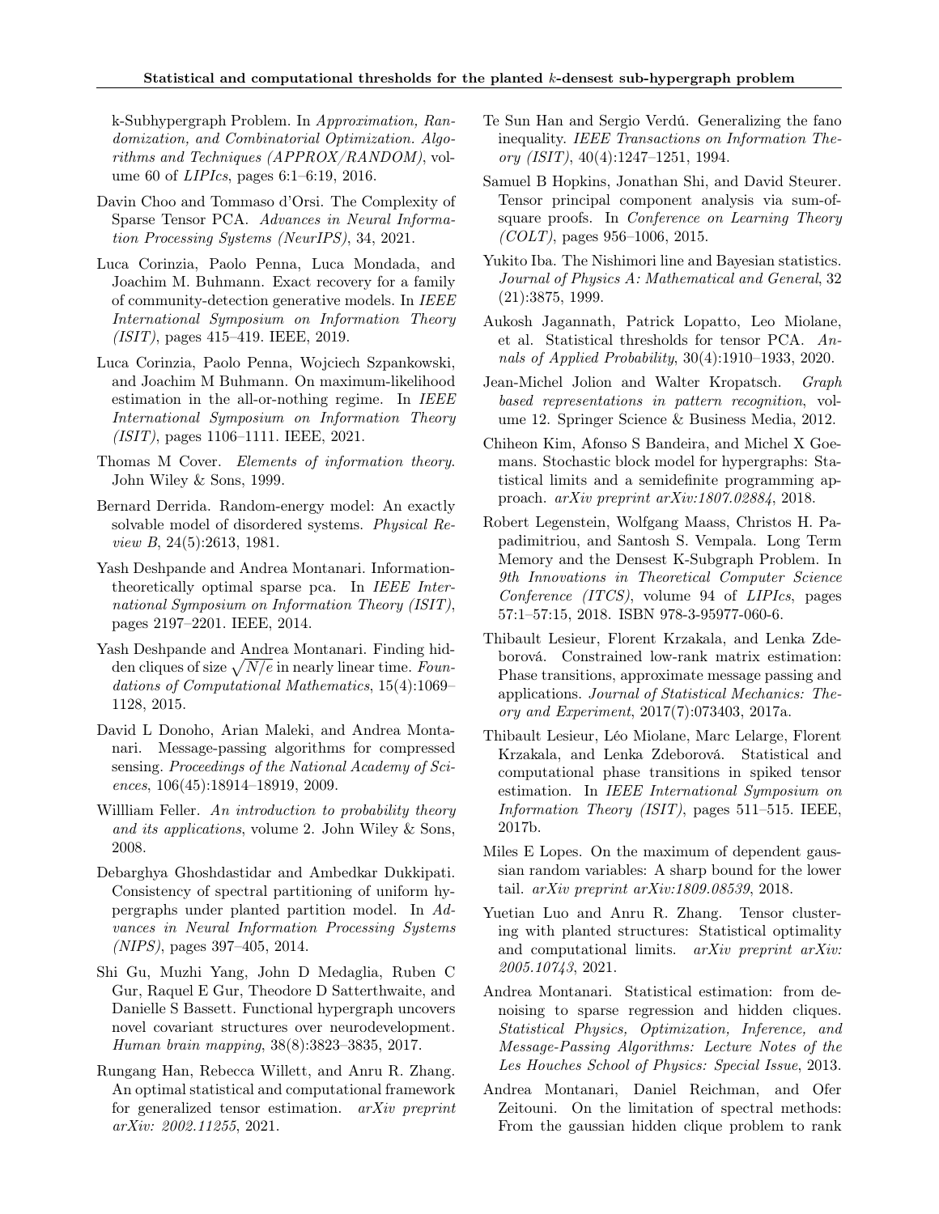k-Subhypergraph Problem. In *Approximation, Randomization, and Combinatorial Optimization. Algorithms and Techniques (APPROX/RANDOM)*, volume 60 of *LIPIcs*, pages 6:1–6:19, 2016.

Davin Choo and Tommaso d'Orsi. The Complexity of Sparse Tensor PCA. *Advances in Neural Information Processing Systems (NeurIPS)*, 34, 2021.

Luca Corinzia, Paolo Penna, Luca Mondada, and Joachim M. Buhmann. Exact recovery for a family of community-detection generative models. In *IEEE International Symposium on Information Theory (ISIT)*, pages 415–419. IEEE, 2019.

Luca Corinzia, Paolo Penna, Wojciech Szpankowski, and Joachim M Buhmann. On maximum-likelihood estimation in the all-or-nothing regime. In *IEEE International Symposium on Information Theory (ISIT)*, pages 1106–1111. IEEE, 2021.

Thomas M Cover. *Elements of information theory*. John Wiley & Sons, 1999.

Bernard Derrida. Random-energy model: An exactly solvable model of disordered systems. *Physical Review B*, 24(5):2613, 1981.

Yash Deshpande and Andrea Montanari. Information-theoretically optimal sparse pca. In *IEEE International Symposium on Information Theory (ISIT)*, pages 2197–2201. IEEE, 2014.

Yash Deshpande and Andrea Montanari. Finding hidden cliques of size $\sqrt{N/e}$ in nearly linear time. *Foundations of Computational Mathematics*, 15(4):1069–1128, 2015.

David L Donoho, Arian Maleki, and Andrea Montanari. Message-passing algorithms for compressed sensing. *Proceedings of the National Academy of Sciences*, 106(45):18914–18919, 2009.

Willliam Feller. *An introduction to probability theory and its applications*, volume 2. John Wiley & Sons, 2008.

Debarghya Ghoshdastidar and Ambedkar Dukkipati. Consistency of spectral partitioning of uniform hypergraphs under planted partition model. In *Advances in Neural Information Processing Systems (NIPS)*, pages 397–405, 2014.

Shi Gu, Muzhi Yang, John D Medaglia, Ruben C Gur, Raquel E Gur, Theodore D Satterthwaite, and Danielle S Bassett. Functional hypergraph uncovers novel covariant structures over neurodevelopment. *Human brain mapping*, 38(8):3823–3835, 2017.

Rungang Han, Rebecca Willett, and Anru R. Zhang. An optimal statistical and computational framework for generalized tensor estimation. *arXiv preprint arXiv: 2002.11255*, 2021.

Te Sun Han and Sergio Verdú. Generalizing the fano inequality. *IEEE Transactions on Information Theory (ISIT)*, 40(4):1247–1251, 1994.

Samuel B Hopkins, Jonathan Shi, and David Steurer. Tensor principal component analysis via sum-of-square proofs. In *Conference on Learning Theory (COLT)*, pages 956–1006, 2015.

Yukito Iba. The Nishimori line and Bayesian statistics. *Journal of Physics A: Mathematical and General*, 32 (21):3875, 1999.

Aukosh Jagannath, Patrick Lopatto, Leo Miolane, et al. Statistical thresholds for tensor PCA. *Annals of Applied Probability*, 30(4):1910–1933, 2020.

Jean-Michel Jolion and Walter Kropatsch. *Graph based representations in pattern recognition*, volume 12. Springer Science & Business Media, 2012.

Chiheon Kim, Afonso S Bandeira, and Michel X Goemans. Stochastic block model for hypergraphs: Statistical limits and a semidefinite programming approach. *arXiv preprint arXiv:1807.02884*, 2018.

Robert Legenstein, Wolfgang Maass, Christos H. Papadimitriou, and Santosh S. Vempala. Long Term Memory and the Densest K-Subgraph Problem. In *9th Innovations in Theoretical Computer Science Conference (ITCS)*, volume 94 of *LIPIcs*, pages 57:1–57:15, 2018. ISBN 978-3-95977-060-6.

Thibault Lesieur, Florent Krzakala, and Lenka Zdeborová. Constrained low-rank matrix estimation: Phase transitions, approximate message passing and applications. *Journal of Statistical Mechanics: Theory and Experiment*, 2017(7):073403, 2017a.

Thibault Lesieur, Léo Miolane, Marc Lelarge, Florent Krzakala, and Lenka Zdeborová. Statistical and computational phase transitions in spiked tensor estimation. In *IEEE International Symposium on Information Theory (ISIT)*, pages 511–515. IEEE, 2017b.

Miles E Lopes. On the maximum of dependent gaussian random variables: A sharp bound for the lower tail. *arXiv preprint arXiv:1809.08539*, 2018.

Yuetian Luo and Anru R. Zhang. Tensor clustering with planted structures: Statistical optimality and computational limits. *arXiv preprint arXiv: 2005.10743*, 2021.

Andrea Montanari. Statistical estimation: from denoising to sparse regression and hidden cliques. *Statistical Physics, Optimization, Inference, and Message-Passing Algorithms: Lecture Notes of the Les Houches School of Physics: Special Issue*, 2013.

Andrea Montanari, Daniel Reichman, and Ofer Zeitouni. On the limitation of spectral methods: From the gaussian hidden clique problem to rank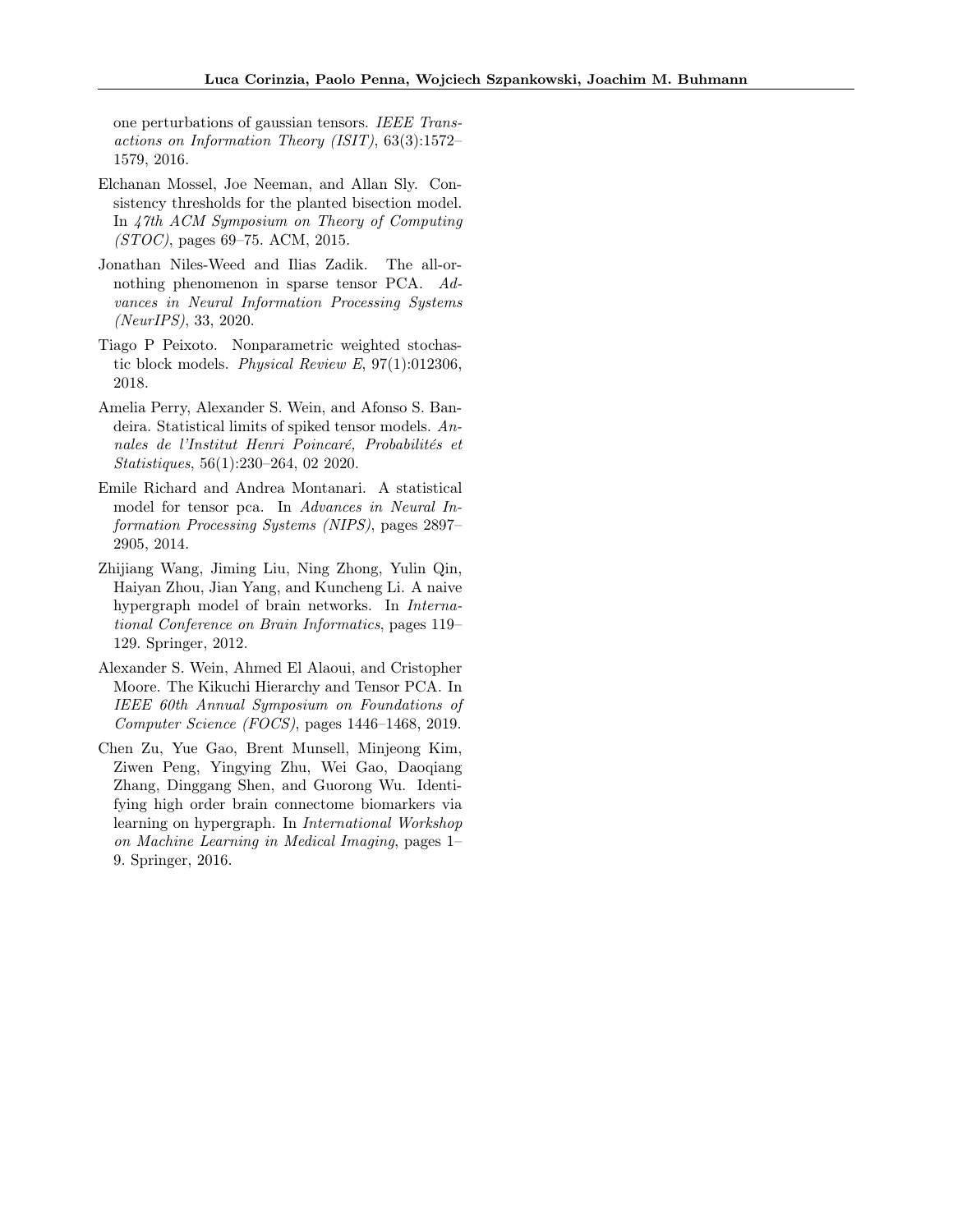one perturbations of gaussian tensors. *IEEE Transactions on Information Theory (ISIT)*, 63(3):1572–1579, 2016.

Elchanan Mossel, Joe Neeman, and Allan Sly. Consistency thresholds for the planted bisection model. In *47th ACM Symposium on Theory of Computing (STOC)*, pages 69–75. ACM, 2015.

Jonathan Niles-Weed and Ilias Zadik. The all-or-nothing phenomenon in sparse tensor PCA. *Advances in Neural Information Processing Systems (NeurIPS)*, 33, 2020.

Tiago P Peixoto. Nonparametric weighted stochastic block models. *Physical Review E*, 97(1):012306, 2018.

Amelia Perry, Alexander S. Wein, and Afonso S. Bandeira. Statistical limits of spiked tensor models. *Annales de l'Institut Henri Poincaré, Probabilités et Statistiques*, 56(1):230–264, 02 2020.

Emile Richard and Andrea Montanari. A statistical model for tensor pca. In *Advances in Neural Information Processing Systems (NIPS)*, pages 2897–2905, 2014.

Zhijiang Wang, Jiming Liu, Ning Zhong, Yulin Qin, Haiyan Zhou, Jian Yang, and Kuncheng Li. A naive hypergraph model of brain networks. In *International Conference on Brain Informatics*, pages 119–129. Springer, 2012.

Alexander S. Wein, Ahmed El Alaoui, and Cristopher Moore. The Kikuchi Hierarchy and Tensor PCA. In *IEEE 60th Annual Symposium on Foundations of Computer Science (FOCS)*, pages 1446–1468, 2019.

Chen Zu, Yue Gao, Brent Munsell, Minjeong Kim, Ziwen Peng, Yingying Zhu, Wei Gao, Daoqiang Zhang, Dinggang Shen, and Guorong Wu. Identifying high order brain connectome biomarkers via learning on hypergraph. In *International Workshop on Machine Learning in Medical Imaging*, pages 1–9. Springer, 2016.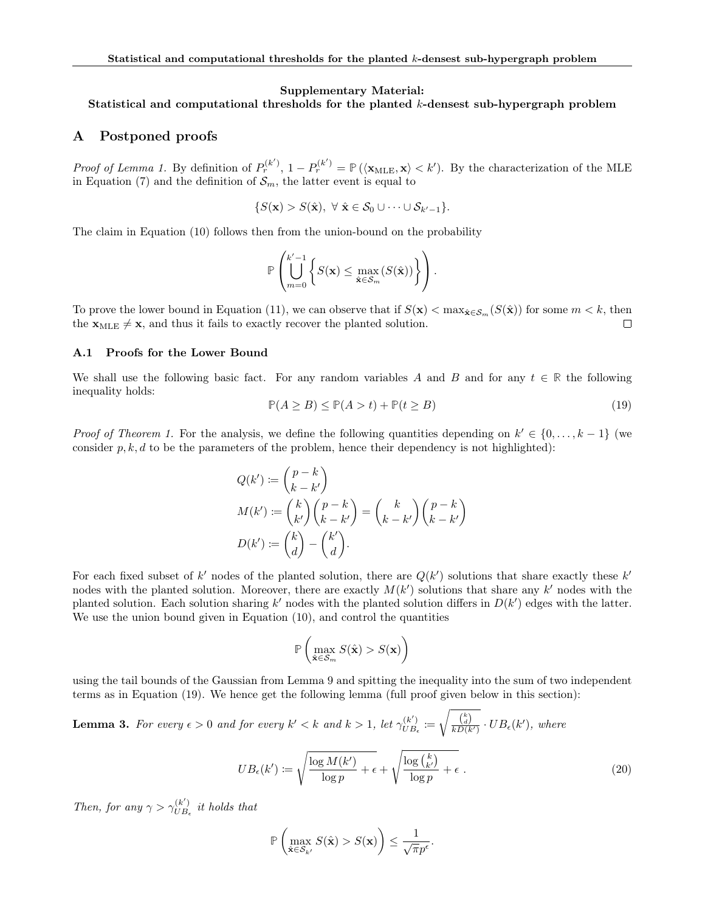**Supplementary Material:**
**Statistical and computational thresholds for the planted $k$-densest sub-hypergraph problem**

# A Postponed proofs

*Proof of Lemma 1.* By definition of $P_r^{(k')}$, $1 - P_r^{(k')} = \mathbb{P}\left(\langle \mathbf{x}_{\text{MLE}}, \mathbf{x}\rangle < k'\right)$. By the characterization of the MLE in Equation (7) and the definition of $\mathcal{S}_m$, the latter event is equal to

$$\{S(\mathbf{x}) > S(\hat{\mathbf{x}}),\ \forall\ \hat{\mathbf{x}} \in \mathcal{S}_0 \cup \cdots \cup \mathcal{S}_{k'-1}\}.$$

The claim in Equation (10) follows then from the union-bound on the probability

$$\mathbb{P}\left(\bigcup_{m=0}^{k'-1}\left\{S(\mathbf{x}) \leq \max_{\hat{\mathbf{x}}\in\mathcal{S}_m}(S(\hat{\mathbf{x}}))\right\}\right).$$

To prove the lower bound in Equation (11), we can observe that if $S(\mathbf{x}) < \max_{\hat{\mathbf{x}}\in\mathcal{S}_m}(S(\hat{\mathbf{x}}))$ for some $m < k$, then the $\mathbf{x}_{\text{MLE}} \neq \mathbf{x}$, and thus it fails to exactly recover the planted solution. $\square$

## A.1 Proofs for the Lower Bound

We shall use the following basic fact. For any random variables $A$ and $B$ and for any $t \in \mathbb{R}$ the following inequality holds:

$$\mathbb{P}(A \geq B) \leq \mathbb{P}(A > t) + \mathbb{P}(t \geq B) \tag{19}$$

*Proof of Theorem 1.* For the analysis, we define the following quantities depending on $k' \in \{0, \ldots, k-1\}$ (we consider $p, k, d$ to be the parameters of the problem, hence their dependency is not highlighted):

$$Q(k') := \binom{p-k}{k-k'}$$
$$M(k') := \binom{k}{k'}\binom{p-k}{k-k'} = \binom{k}{k-k'}\binom{p-k}{k-k'}$$
$$D(k') := \binom{k}{d} - \binom{k'}{d}.$$

For each fixed subset of $k'$ nodes of the planted solution, there are $Q(k')$ solutions that share exactly these $k'$ nodes with the planted solution. Moreover, there are exactly $M(k')$ solutions that share any $k'$ nodes with the planted solution. Each solution sharing $k'$ nodes with the planted solution differs in $D(k')$ edges with the latter. We use the union bound given in Equation (10), and control the quantities

$$\mathbb{P}\left(\max_{\hat{\mathbf{x}}\in\mathcal{S}_m} S(\hat{\mathbf{x}}) > S(\mathbf{x})\right)$$

using the tail bounds of the Gaussian from Lemma 9 and spitting the inequality into the sum of two independent terms as in Equation (19). We hence get the following lemma (full proof given below in this section):

**Lemma 3.** *For every $\epsilon > 0$ and for every $k' < k$ and $k > 1$, let $\gamma_{UB_\epsilon}^{(k')} := \sqrt{\frac{\binom{k}{d}}{kD(k')}} \cdot UB_\epsilon(k')$, where*

$$UB_\epsilon(k') := \sqrt{\frac{\log M(k')}{\log p} + \epsilon} + \sqrt{\frac{\log\binom{k}{k'}}{\log p} + \epsilon}\ . \tag{20}$$

*Then, for any $\gamma > \gamma_{UB_\epsilon}^{(k')}$ it holds that*

$$\mathbb{P}\left(\max_{\hat{\mathbf{x}}\in\mathcal{S}_{k'}} S(\hat{\mathbf{x}}) > S(\mathbf{x})\right) \leq \frac{1}{\sqrt{\pi}p^\epsilon}.$$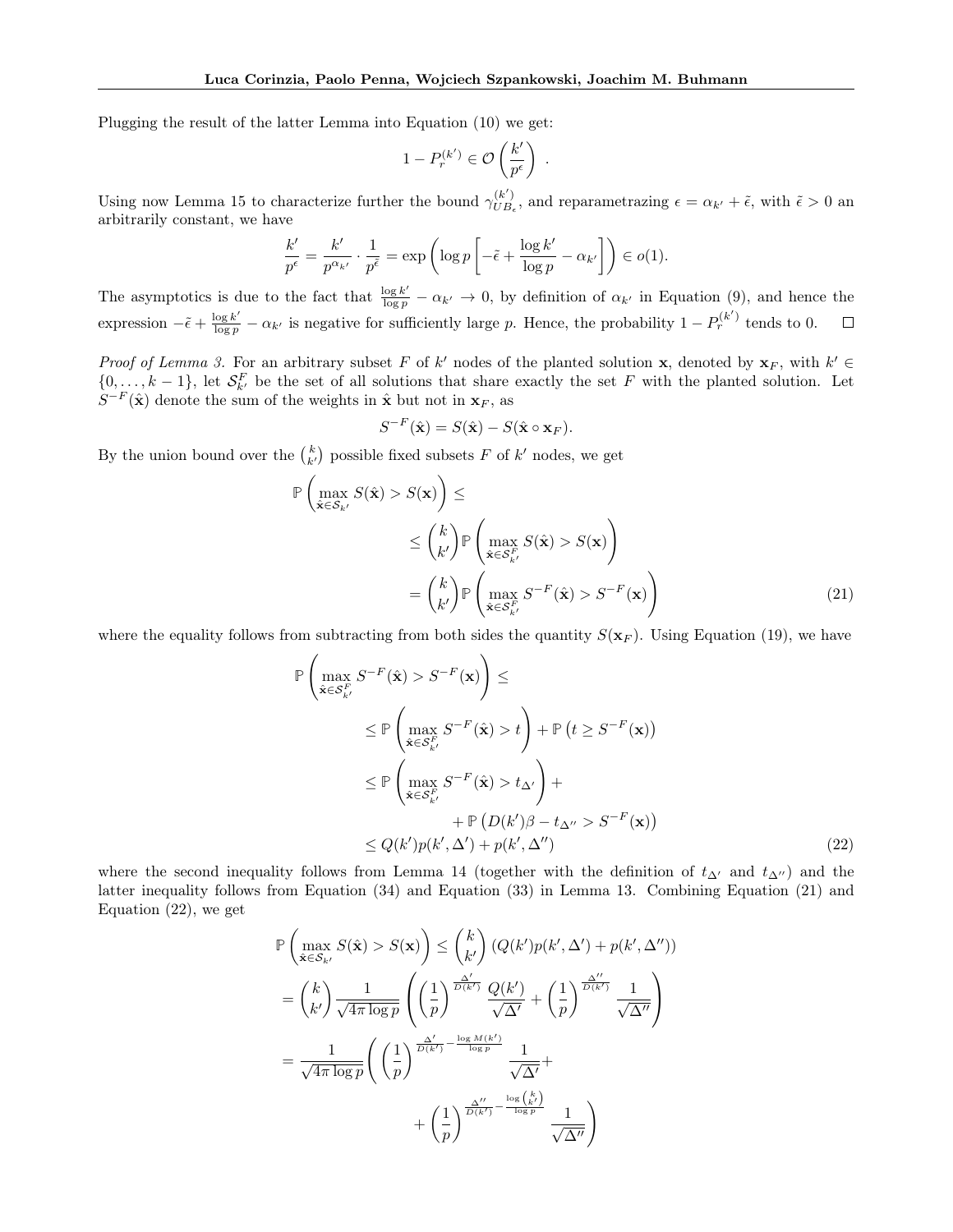Plugging the result of the latter Lemma into Equation (10) we get:

$$1 - P_r^{(k')} \in \mathcal{O}\left(\frac{k'}{p^{\epsilon}}\right) .$$

Using now Lemma 15 to characterize further the bound $\gamma_{UB_\epsilon}^{(k')}$, and reparametrazing $\epsilon = \alpha_{k'} + \tilde{\epsilon}$, with $\tilde{\epsilon} > 0$ an arbitrarily constant, we have

$$\frac{k'}{p^{\epsilon}} = \frac{k'}{p^{\alpha_{k'}}} \cdot \frac{1}{p^{\tilde{\epsilon}}} = \exp\left(\log p \left[-\tilde{\epsilon} + \frac{\log k'}{\log p} - \alpha_{k'}\right]\right) \in o(1).$$

The asymptotics is due to the fact that $\frac{\log k'}{\log p} - \alpha_{k'} \to 0$, by definition of $\alpha_{k'}$ in Equation (9), and hence the expression $-\tilde{\epsilon} + \frac{\log k'}{\log p} - \alpha_{k'}$ is negative for sufficiently large $p$. Hence, the probability $1 - P_r^{(k')}$ tends to 0. $\square$

*Proof of Lemma 3.* For an arbitrary subset $F$ of $k'$ nodes of the planted solution $\mathbf{x}$, denoted by $\mathbf{x}_F$, with $k' \in \{0, \ldots, k-1\}$, let $\mathcal{S}_{k'}^F$ be the set of all solutions that share exactly the set $F$ with the planted solution. Let $S^{-F}(\hat{\mathbf{x}})$ denote the sum of the weights in $\hat{\mathbf{x}}$ but not in $\mathbf{x}_F$, as

$$S^{-F}(\hat{\mathbf{x}}) = S(\hat{\mathbf{x}}) - S(\hat{\mathbf{x}} \circ \mathbf{x}_F).$$

By the union bound over the $\binom{k}{k'}$ possible fixed subsets $F$ of $k'$ nodes, we get

$$\begin{aligned}
\mathbb{P}\left(\max_{\hat{\mathbf{x}} \in \mathcal{S}_{k'}} S(\hat{\mathbf{x}}) > S(\mathbf{x})\right) &\leq \\
&\leq \binom{k}{k'} \mathbb{P}\left(\max_{\hat{\mathbf{x}} \in \mathcal{S}_{k'}^F} S(\hat{\mathbf{x}}) > S(\mathbf{x})\right) \\
&= \binom{k}{k'} \mathbb{P}\left(\max_{\hat{\mathbf{x}} \in \mathcal{S}_{k'}^F} S^{-F}(\hat{\mathbf{x}}) > S^{-F}(\mathbf{x})\right) \qquad (21)
\end{aligned}$$

where the equality follows from subtracting from both sides the quantity $S(\mathbf{x}_F)$. Using Equation (19), we have

$$\begin{aligned}
\mathbb{P}\left(\max_{\hat{\mathbf{x}} \in \mathcal{S}_{k'}^F} S^{-F}(\hat{\mathbf{x}}) > S^{-F}(\mathbf{x})\right) &\leq \\
&\leq \mathbb{P}\left(\max_{\hat{\mathbf{x}} \in \mathcal{S}_{k'}^F} S^{-F}(\hat{\mathbf{x}}) > t\right) + \mathbb{P}\left(t \geq S^{-F}(\mathbf{x})\right) \\
&\leq \mathbb{P}\left(\max_{\hat{\mathbf{x}} \in \mathcal{S}_{k'}^F} S^{-F}(\hat{\mathbf{x}}) > t_{\Delta'}\right) + \\
&\qquad + \mathbb{P}\left(D(k')\beta - t_{\Delta''} > S^{-F}(\mathbf{x})\right) \\
&\leq Q(k') p(k', \Delta') + p(k', \Delta'') \qquad (22)
\end{aligned}$$

where the second inequality follows from Lemma 14 (together with the definition of $t_{\Delta'}$ and $t_{\Delta''}$) and the latter inequality follows from Equation (34) and Equation (33) in Lemma 13. Combining Equation (21) and Equation (22), we get

$$\begin{aligned}
\mathbb{P}\left(\max_{\hat{\mathbf{x}} \in \mathcal{S}_{k'}} S(\hat{\mathbf{x}}) > S(\mathbf{x})\right) &\leq \binom{k}{k'} \left(Q(k') p(k', \Delta') + p(k', \Delta'')\right) \\
&= \binom{k}{k'} \frac{1}{\sqrt{4\pi \log p}} \left(\left(\frac{1}{p}\right)^{\frac{\Delta'}{D(k')}} \frac{Q(k')}{\sqrt{\Delta'}} + \left(\frac{1}{p}\right)^{\frac{\Delta''}{D(k')}} \frac{1}{\sqrt{\Delta''}}\right) \\
&= \frac{1}{\sqrt{4\pi \log p}} \Bigg( \left(\frac{1}{p}\right)^{\frac{\Delta'}{D(k')} - \frac{\log M(k')}{\log p}} \frac{1}{\sqrt{\Delta'}} + \\
&\qquad + \left(\frac{1}{p}\right)^{\frac{\Delta''}{D(k')} - \frac{\log \binom{k}{k'}}{\log p}} \frac{1}{\sqrt{\Delta''}} \Bigg)
\end{aligned}$$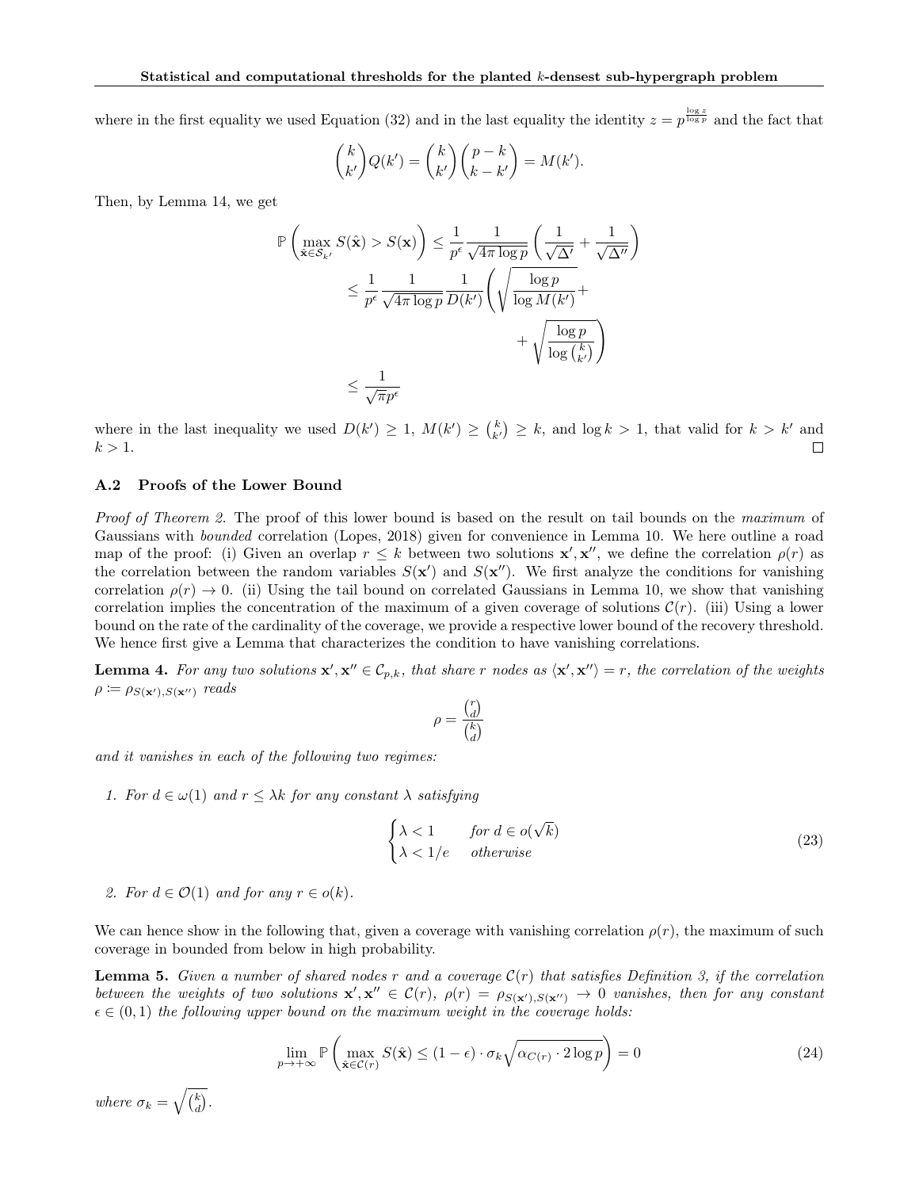where in the first equality we used Equation (32) and in the last equality the identity $z = p^{\frac{\log z}{\log p}}$ and the fact that

$$\binom{k}{k'} Q(k') = \binom{k}{k'} \binom{p-k}{k-k'} = M(k').$$

Then, by Lemma 14, we get

$$\begin{aligned}
\mathbb{P}\left( \max_{\hat{\mathbf{x}} \in \mathcal{S}_{k'}} S(\hat{\mathbf{x}}) > S(\mathbf{x}) \right) &\leq \frac{1}{p^{\epsilon}} \frac{1}{\sqrt{4\pi \log p}} \left( \frac{1}{\sqrt{\Delta'}} + \frac{1}{\sqrt{\Delta''}} \right) \\
&\leq \frac{1}{p^{\epsilon}} \frac{1}{\sqrt{4\pi \log p}} \frac{1}{D(k')} \left( \sqrt{\frac{\log p}{\log M(k')}} + \right. \\
&\qquad\qquad \left. + \sqrt{\frac{\log p}{\log \binom{k}{k'}}} \right) \\
&\leq \frac{1}{\sqrt{\pi} p^{\epsilon}}
\end{aligned}$$

where in the last inequality we used $D(k') \geq 1$, $M(k') \geq \binom{k}{k'} \geq k$, and $\log k > 1$, that valid for $k > k'$ and $k > 1$. □

### A.2 Proofs of the Lower Bound

*Proof of Theorem 2.* The proof of this lower bound is based on the result on tail bounds on the *maximum* of Gaussians with *bounded* correlation (Lopes, 2018) given for convenience in Lemma 10. We here outline a road map of the proof: (i) Given an overlap $r \leq k$ between two solutions $\mathbf{x}', \mathbf{x}''$, we define the correlation $\rho(r)$ as the correlation between the random variables $S(\mathbf{x}')$ and $S(\mathbf{x}'')$. We first analyze the conditions for vanishing correlation $\rho(r) \to 0$. (ii) Using the tail bound on correlated Gaussians in Lemma 10, we show that vanishing correlation implies the concentration of the maximum of a given coverage of solutions $\mathcal{C}(r)$. (iii) Using a lower bound on the rate of the cardinality of the coverage, we provide a respective lower bound of the recovery threshold. We hence first give a Lemma that characterizes the condition to have vanishing correlations.

**Lemma 4.** *For any two solutions $\mathbf{x}', \mathbf{x}'' \in \mathcal{C}_{p,k}$, that share $r$ nodes as $\langle \mathbf{x}', \mathbf{x}'' \rangle = r$, the correlation of the weights $\rho \coloneqq \rho_{S(\mathbf{x}'), S(\mathbf{x}'')}$ reads*

$$\rho = \frac{\binom{r}{d}}{\binom{k}{d}}$$

*and it vanishes in each of the following two regimes:*

1. *For $d \in \omega(1)$ and $r \leq \lambda k$ for any constant $\lambda$ satisfying*

$$\begin{cases} \lambda < 1 & \text{for } d \in o(\sqrt{k}) \\ \lambda < 1/e & \text{otherwise} \end{cases} \tag{23}$$

2. *For $d \in \mathcal{O}(1)$ and for any $r \in o(k)$.*

We can hence show in the following that, given a coverage with vanishing correlation $\rho(r)$, the maximum of such coverage in bounded from below in high probability.

**Lemma 5.** *Given a number of shared nodes $r$ and a coverage $\mathcal{C}(r)$ that satisfies Definition 3, if the correlation between the weights of two solutions $\mathbf{x}', \mathbf{x}'' \in \mathcal{C}(r)$, $\rho(r) = \rho_{S(\mathbf{x}'), S(\mathbf{x}'')} \to 0$ vanishes, then for any constant $\epsilon \in (0, 1)$ the following upper bound on the maximum weight in the coverage holds:*

$$\lim_{p \to +\infty} \mathbb{P}\left( \max_{\hat{\mathbf{x}} \in \mathcal{C}(r)} S(\hat{\mathbf{x}}) \leq (1 - \epsilon) \cdot \sigma_k \sqrt{\alpha_{C(r)} \cdot 2 \log p} \right) = 0 \tag{24}$$

*where $\sigma_k = \sqrt{\binom{k}{d}}$.*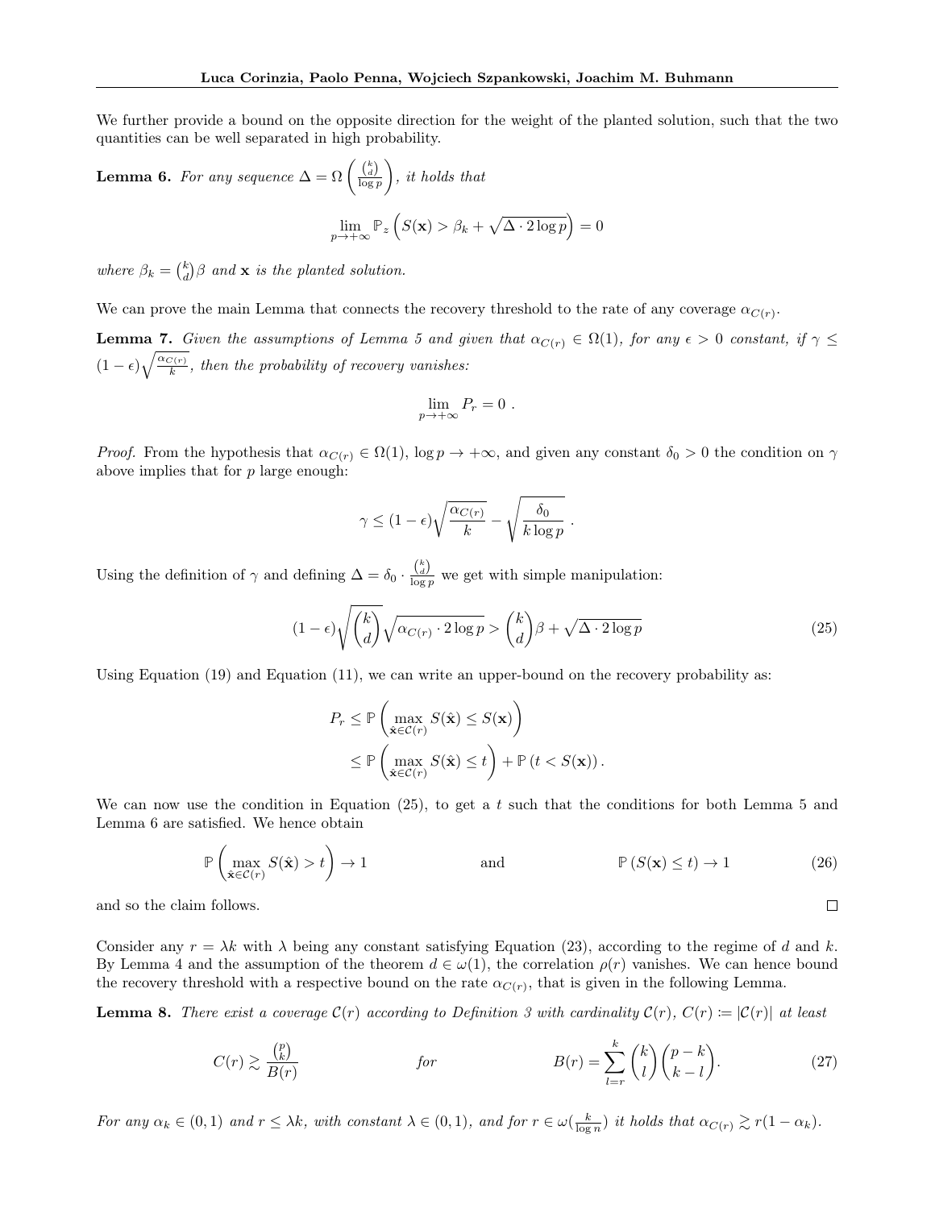We further provide a bound on the opposite direction for the weight of the planted solution, such that the two quantities can be well separated in high probability.

**Lemma 6.** *For any sequence $\Delta = \Omega\left(\frac{\binom{k}{d}}{\log p}\right)$, it holds that*

$$\lim_{p\to+\infty} \mathbb{P}_z\left(S(\mathbf{x}) > \beta_k + \sqrt{\Delta \cdot 2\log p}\right) = 0$$

*where $\beta_k = \binom{k}{d}\beta$ and $\mathbf{x}$ is the planted solution.*

We can prove the main Lemma that connects the recovery threshold to the rate of any coverage $\alpha_{C(r)}$.

**Lemma 7.** *Given the assumptions of Lemma 5 and given that $\alpha_{C(r)} \in \Omega(1)$, for any $\epsilon > 0$ constant, if $\gamma \leq (1-\epsilon)\sqrt{\frac{\alpha_{C(r)}}{k}}$, then the probability of recovery vanishes:*

$$\lim_{p\to+\infty} P_r = 0 \ .$$

*Proof.* From the hypothesis that $\alpha_{C(r)} \in \Omega(1)$, $\log p \to +\infty$, and given any constant $\delta_0 > 0$ the condition on $\gamma$ above implies that for $p$ large enough:

$$\gamma \leq (1-\epsilon)\sqrt{\frac{\alpha_{C(r)}}{k}} - \sqrt{\frac{\delta_0}{k\log p}} \ .$$

Using the definition of $\gamma$ and defining $\Delta = \delta_0 \cdot \frac{\binom{k}{d}}{\log p}$ we get with simple manipulation:

$$(1-\epsilon)\sqrt{\binom{k}{d}}\sqrt{\alpha_{C(r)} \cdot 2\log p} > \binom{k}{d}\beta + \sqrt{\Delta \cdot 2\log p} \tag{25}$$

Using Equation (19) and Equation (11), we can write an upper-bound on the recovery probability as:

$$\begin{aligned}
P_r &\leq \mathbb{P}\left(\max_{\hat{\mathbf{x}}\in\mathcal{C}(r)} S(\hat{\mathbf{x}}) \leq S(\mathbf{x})\right) \\
&\leq \mathbb{P}\left(\max_{\hat{\mathbf{x}}\in\mathcal{C}(r)} S(\hat{\mathbf{x}}) \leq t\right) + \mathbb{P}\left(t < S(\mathbf{x})\right).
\end{aligned}$$

We can now use the condition in Equation (25), to get a $t$ such that the conditions for both Lemma 5 and Lemma 6 are satisfied. We hence obtain

$$\mathbb{P}\left(\max_{\hat{\mathbf{x}}\in\mathcal{C}(r)} S(\hat{\mathbf{x}}) > t\right) \to 1 \qquad \text{and} \qquad \mathbb{P}\left(S(\mathbf{x}) \leq t\right) \to 1 \tag{26}$$

and so the claim follows. ∎

Consider any $r = \lambda k$ with $\lambda$ being any constant satisfying Equation (23), according to the regime of $d$ and $k$. By Lemma 4 and the assumption of the theorem $d \in \omega(1)$, the correlation $\rho(r)$ vanishes. We can hence bound the recovery threshold with a respective bound on the rate $\alpha_{C(r)}$, that is given in the following Lemma.

**Lemma 8.** *There exist a coverage $\mathcal{C}(r)$ according to Definition 3 with cardinality $C(r)$, $C(r) \coloneqq |\mathcal{C}(r)|$ at least*

$$C(r) \gtrsim \frac{\binom{p}{k}}{B(r)} \qquad \text{for} \qquad B(r) = \sum_{l=r}^{k}\binom{k}{l}\binom{p-k}{k-l}. \tag{27}$$

*For any $\alpha_k \in (0,1)$ and $r \leq \lambda k$, with constant $\lambda \in (0,1)$, and for $r \in \omega(\frac{k}{\log n})$ it holds that $\alpha_{C(r)} \gtrsim r(1-\alpha_k)$.*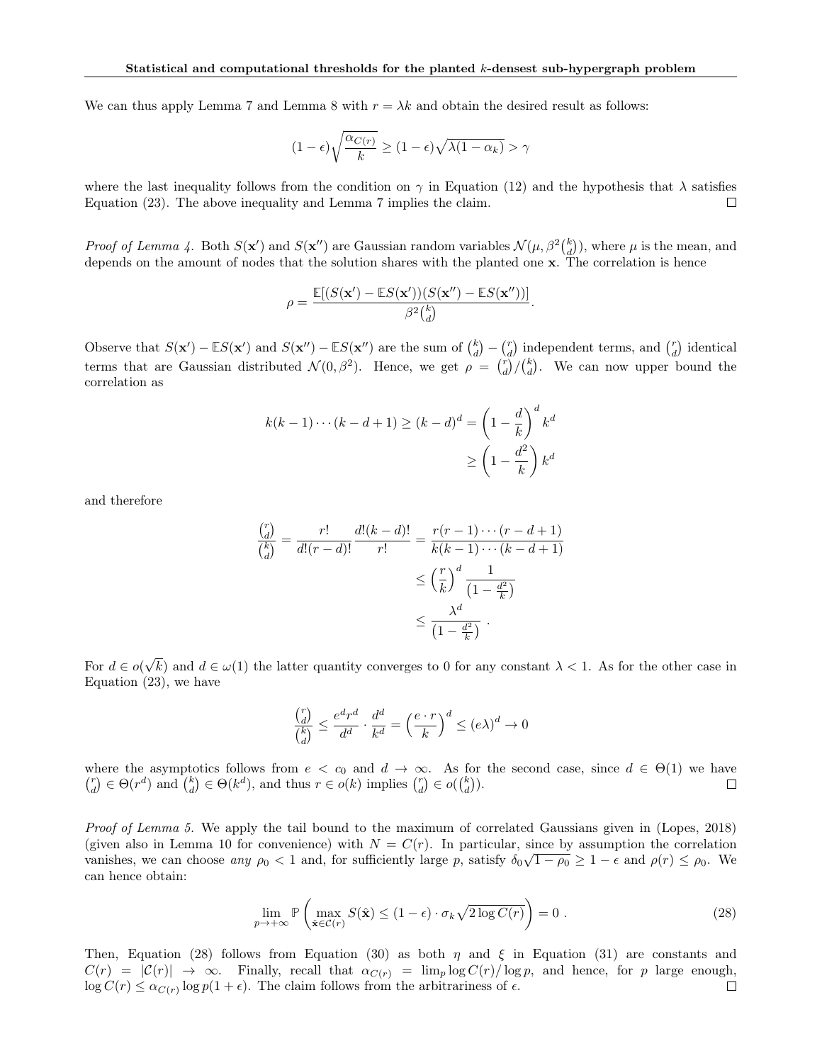We can thus apply Lemma 7 and Lemma 8 with $r = \lambda k$ and obtain the desired result as follows:

$$(1-\epsilon)\sqrt{\frac{\alpha_{C(r)}}{k}} \geq (1-\epsilon)\sqrt{\lambda(1-\alpha_k)} > \gamma$$

where the last inequality follows from the condition on $\gamma$ in Equation (12) and the hypothesis that $\lambda$ satisfies Equation (23). The above inequality and Lemma 7 implies the claim. $\square$

*Proof of Lemma 4.* Both $S(\mathbf{x}')$ and $S(\mathbf{x}'')$ are Gaussian random variables $\mathcal{N}(\mu, \beta^2\binom{k}{d})$, where $\mu$ is the mean, and depends on the amount of nodes that the solution shares with the planted one $\mathbf{x}$. The correlation is hence

$$\rho = \frac{\mathbb{E}[(S(\mathbf{x}') - \mathbb{E}S(\mathbf{x}'))(S(\mathbf{x}'') - \mathbb{E}S(\mathbf{x}''))]}{\beta^2\binom{k}{d}}.$$

Observe that $S(\mathbf{x}') - \mathbb{E}S(\mathbf{x}')$ and $S(\mathbf{x}'') - \mathbb{E}S(\mathbf{x}'')$ are the sum of $\binom{k}{d} - \binom{r}{d}$ independent terms, and $\binom{r}{d}$ identical terms that are Gaussian distributed $\mathcal{N}(0, \beta^2)$. Hence, we get $\rho = \binom{r}{d}/\binom{k}{d}$. We can now upper bound the correlation as

$$\begin{aligned} k(k-1)\cdots(k-d+1) \geq (k-d)^d &= \left(1 - \frac{d}{k}\right)^d k^d \\ &\geq \left(1 - \frac{d^2}{k}\right) k^d \end{aligned}$$

and therefore

$$\begin{aligned} \frac{\binom{r}{d}}{\binom{k}{d}} = \frac{r!}{d!(r-d)!}\frac{d!(k-d)!}{r!} &= \frac{r(r-1)\cdots(r-d+1)}{k(k-1)\cdots(k-d+1)} \\ &\leq \left(\frac{r}{k}\right)^d \frac{1}{\left(1 - \frac{d^2}{k}\right)} \\ &\leq \frac{\lambda^d}{\left(1 - \frac{d^2}{k}\right)}\ . \end{aligned}$$

For $d \in o(\sqrt{k})$ and $d \in \omega(1)$ the latter quantity converges to 0 for any constant $\lambda < 1$. As for the other case in Equation (23), we have

$$\frac{\binom{r}{d}}{\binom{k}{d}} \leq \frac{e^d r^d}{d^d} \cdot \frac{d^d}{k^d} = \left(\frac{e \cdot r}{k}\right)^d \leq (e\lambda)^d \to 0$$

where the asymptotics follows from $e < c_0$ and $d \to \infty$. As for the second case, since $d \in \Theta(1)$ we have $\binom{r}{d} \in \Theta(r^d)$ and $\binom{k}{d} \in \Theta(k^d)$, and thus $r \in o(k)$ implies $\binom{r}{d} \in o(\binom{k}{d})$. $\square$

*Proof of Lemma 5.* We apply the tail bound to the maximum of correlated Gaussians given in (Lopes, 2018) (given also in Lemma 10 for convenience) with $N = C(r)$. In particular, since by assumption the correlation vanishes, we can choose *any* $\rho_0 < 1$ and, for sufficiently large $p$, satisfy $\delta_0\sqrt{1-\rho_0} \geq 1 - \epsilon$ and $\rho(r) \leq \rho_0$. We can hence obtain:

$$\lim_{p \to +\infty} \mathbb{P}\left(\max_{\hat{\mathbf{x}} \in \mathcal{C}(r)} S(\hat{\mathbf{x}}) \leq (1-\epsilon) \cdot \sigma_k \sqrt{2 \log C(r)}\right) = 0\ . \tag{28}$$

Then, Equation (28) follows from Equation (30) as both $\eta$ and $\xi$ in Equation (31) are constants and $C(r) = |\mathcal{C}(r)| \to \infty$. Finally, recall that $\alpha_{C(r)} = \lim_p \log C(r)/\log p$, and hence, for $p$ large enough, $\log C(r) \leq \alpha_{C(r)} \log p(1+\epsilon)$. The claim follows from the arbitrariness of $\epsilon$. $\square$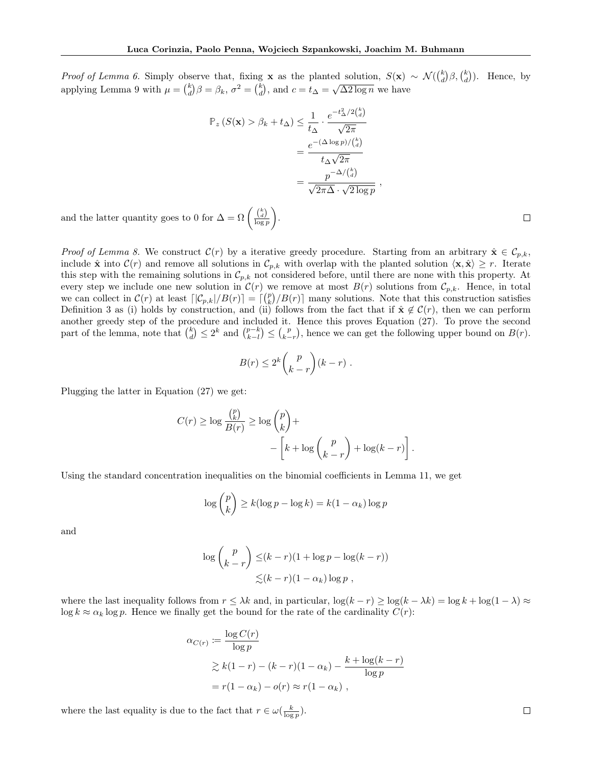*Proof of Lemma 6.* Simply observe that, fixing $\mathbf{x}$ as the planted solution, $S(\mathbf{x}) \sim \mathcal{N}(\binom{k}{d}\beta, \binom{k}{d})$. Hence, by applying Lemma 9 with $\mu = \binom{k}{d}\beta = \beta_k$, $\sigma^2 = \binom{k}{d}$, and $c = t_\Delta = \sqrt{\Delta 2 \log n}$ we have

$$
\begin{aligned}
\mathbb{P}_z \left( S(\mathbf{x}) > \beta_k + t_\Delta \right) &\leq \frac{1}{t_\Delta} \cdot \frac{e^{-t_\Delta^2/2\binom{k}{d}}}{\sqrt{2\pi}} \\
&= \frac{e^{-(\Delta \log p)/\binom{k}{d}}}{t_\Delta \sqrt{2\pi}} \\
&= \frac{p^{-\Delta/\binom{k}{d}}}{\sqrt{2\pi\Delta} \cdot \sqrt{2\log p}} \ ,
\end{aligned}
$$

and the latter quantity goes to 0 for $\Delta = \Omega\left(\frac{\binom{k}{d}}{\log p}\right)$. □

*Proof of Lemma 8.* We construct $\mathcal{C}(r)$ by a iterative greedy procedure. Starting from an arbitrary $\hat{\mathbf{x}} \in \mathcal{C}_{p,k}$, include $\hat{\mathbf{x}}$ into $\mathcal{C}(r)$ and remove all solutions in $\mathcal{C}_{p,k}$ with overlap with the planted solution $\langle \mathbf{x}, \hat{\mathbf{x}} \rangle \geq r$. Iterate this step with the remaining solutions in $\mathcal{C}_{p,k}$ not considered before, until there are none with this property. At every step we include one new solution in $\mathcal{C}(r)$ we remove at most $B(r)$ solutions from $\mathcal{C}_{p,k}$. Hence, in total we can collect in $\mathcal{C}(r)$ at least $\lceil |\mathcal{C}_{p,k}|/B(r) \rceil = \lceil \binom{p}{k}/B(r) \rceil$ many solutions. Note that this construction satisfies Definition 3 as (i) holds by construction, and (ii) follows from the fact that if $\hat{\mathbf{x}} \notin \mathcal{C}(r)$, then we can perform another greedy step of the procedure and included it. Hence this proves Equation (27). To prove the second part of the lemma, note that $\binom{k}{d} \leq 2^k$ and $\binom{p-k}{k-l} \leq \binom{p}{k-r}$, hence we can get the following upper bound on $B(r)$.

$$
B(r) \leq 2^k \binom{p}{k-r} (k-r) \ .
$$

Plugging the latter in Equation (27) we get:

$$
\begin{aligned}
C(r) \geq \log \frac{\binom{p}{k}}{B(r)} \geq \log \binom{p}{k} + \\
- \left[ k + \log \binom{p}{k-r} + \log(k-r) \right] .
\end{aligned}
$$

Using the standard concentration inequalities on the binomial coefficients in Lemma 11, we get

$$
\log \binom{p}{k} \geq k(\log p - \log k) = k(1-\alpha_k)\log p
$$

and

$$
\begin{aligned}
\log \binom{p}{k-r} \leq &(k-r)(1 + \log p - \log(k-r)) \\
\lesssim &(k-r)(1-\alpha_k)\log p \ ,
\end{aligned}
$$

where the last inequality follows from $r \leq \lambda k$ and, in particular, $\log(k-r) \geq \log(k - \lambda k) = \log k + \log(1-\lambda) \approx \log k \approx \alpha_k \log p$. Hence we finally get the bound for the rate of the cardinality $C(r)$:

$$
\begin{aligned}
\alpha_{C(r)} &:= \frac{\log C(r)}{\log p} \\
&\gtrsim k(1-r) - (k-r)(1-\alpha_k) - \frac{k + \log(k-r)}{\log p} \\
&= r(1-\alpha_k) - o(r) \approx r(1-\alpha_k) \ ,
\end{aligned}
$$

where the last equality is due to the fact that $r \in \omega(\frac{k}{\log p})$. □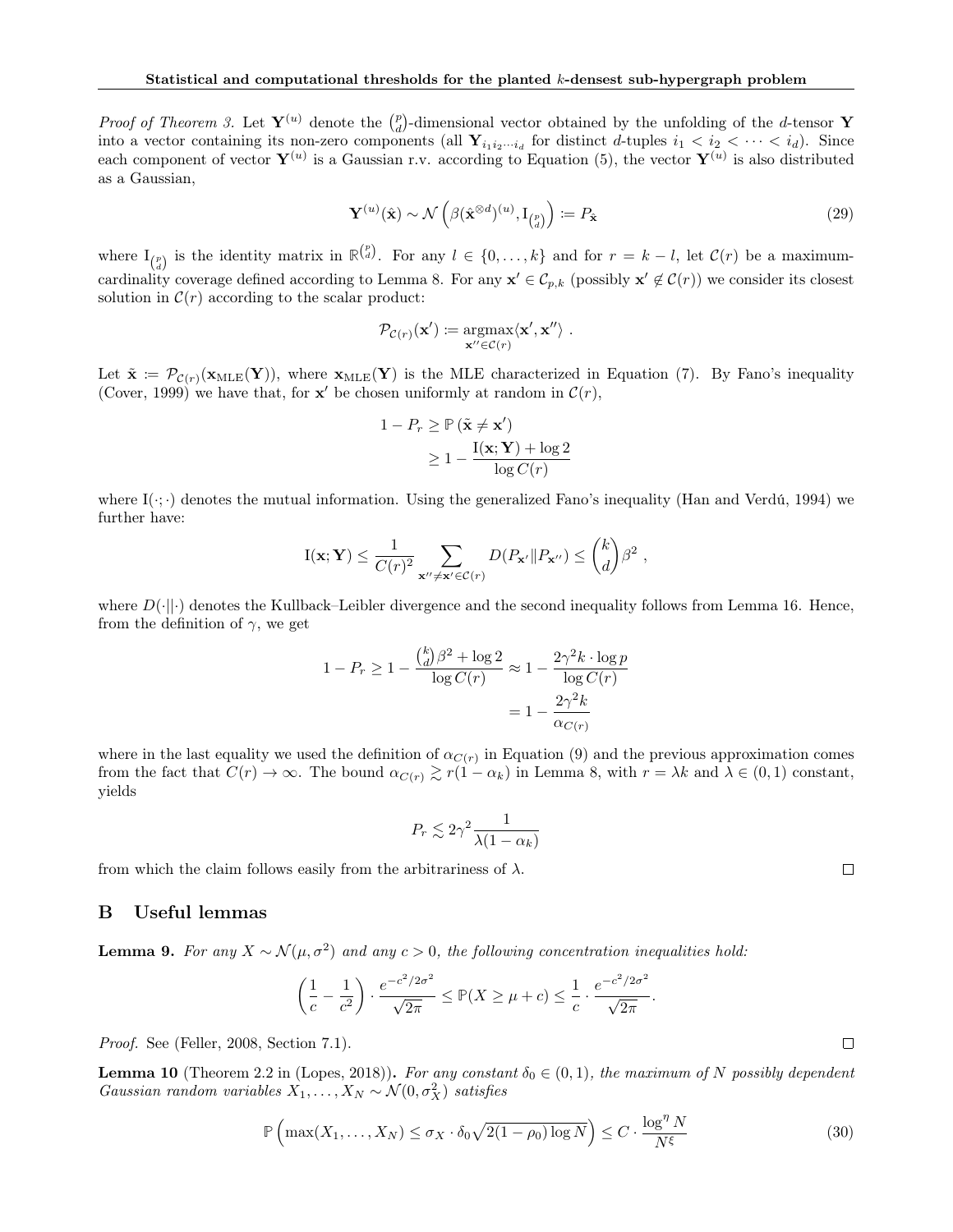*Proof of Theorem 3.* Let $\mathbf{Y}^{(u)}$ denote the $\binom{p}{d}$-dimensional vector obtained by the unfolding of the $d$-tensor $\mathbf{Y}$ into a vector containing its non-zero components (all $\mathbf{Y}_{i_1 i_2 \cdots i_d}$ for distinct $d$-tuples $i_1 < i_2 < \cdots < i_d$). Since each component of vector $\mathbf{Y}^{(u)}$ is a Gaussian r.v. according to Equation (5), the vector $\mathbf{Y}^{(u)}$ is also distributed as a Gaussian,

$$\mathbf{Y}^{(u)}(\hat{\mathbf{x}}) \sim \mathcal{N}\left(\beta(\hat{\mathbf{x}}^{\otimes d})^{(u)}, \mathrm{I}_{\binom{p}{d}}\right) \coloneqq P_{\hat{\mathbf{x}}} \tag{29}$$

where $\mathrm{I}_{\binom{p}{d}}$ is the identity matrix in $\mathbb{R}^{\binom{p}{d}}$. For any $l \in \{0, \ldots, k\}$ and for $r = k - l$, let $\mathcal{C}(r)$ be a maximum-cardinality coverage defined according to Lemma 8. For any $\mathbf{x}' \in \mathcal{C}_{p,k}$ (possibly $\mathbf{x}' \notin \mathcal{C}(r)$) we consider its closest solution in $\mathcal{C}(r)$ according to the scalar product:

$$\mathcal{P}_{\mathcal{C}(r)}(\mathbf{x}') \coloneqq \underset{\mathbf{x}'' \in \mathcal{C}(r)}{\operatorname{argmax}} \langle \mathbf{x}', \mathbf{x}'' \rangle \ .$$

Let $\tilde{\mathbf{x}} \coloneqq \mathcal{P}_{\mathcal{C}(r)}(\mathbf{x}_{\mathrm{MLE}}(\mathbf{Y}))$, where $\mathbf{x}_{\mathrm{MLE}}(\mathbf{Y})$ is the MLE characterized in Equation (7). By Fano's inequality (Cover, 1999) we have that, for $\mathbf{x}'$ be chosen uniformly at random in $\mathcal{C}(r)$,

$$\begin{aligned} 1 - P_r &\geq \mathbb{P}\left(\tilde{\mathbf{x}} \neq \mathbf{x}'\right) \\ &\geq 1 - \frac{\mathrm{I}(\mathbf{x}; \mathbf{Y}) + \log 2}{\log C(r)} \end{aligned}$$

where $\mathrm{I}(\cdot; \cdot)$ denotes the mutual information. Using the generalized Fano's inequality (Han and Verdú, 1994) we further have:

$$\mathrm{I}(\mathbf{x}; \mathbf{Y}) \leq \frac{1}{C(r)^2} \sum_{\mathbf{x}'' \neq \mathbf{x}' \in \mathcal{C}(r)} D(P_{\mathbf{x}'} \| P_{\mathbf{x}''}) \leq \binom{k}{d} \beta^2 \ ,$$

where $D(\cdot||\cdot)$ denotes the Kullback–Leibler divergence and the second inequality follows from Lemma 16. Hence, from the definition of $\gamma$, we get

$$\begin{aligned} 1 - P_r \geq 1 - \frac{\binom{k}{d}\beta^2 + \log 2}{\log C(r)} &\approx 1 - \frac{2\gamma^2 k \cdot \log p}{\log C(r)} \\ &= 1 - \frac{2\gamma^2 k}{\alpha_{C(r)}} \end{aligned}$$

where in the last equality we used the definition of $\alpha_{C(r)}$ in Equation (9) and the previous approximation comes from the fact that $C(r) \to \infty$. The bound $\alpha_{C(r)} \gtrsim r(1 - \alpha_k)$ in Lemma 8, with $r = \lambda k$ and $\lambda \in (0, 1)$ constant, yields

$$P_r \lesssim 2\gamma^2 \frac{1}{\lambda(1 - \alpha_k)}$$

from which the claim follows easily from the arbitrariness of $\lambda$. ◻

## B Useful lemmas

**Lemma 9.** *For any $X \sim \mathcal{N}(\mu, \sigma^2)$ and any $c > 0$, the following concentration inequalities hold:*

$$\left(\frac{1}{c} - \frac{1}{c^2}\right) \cdot \frac{e^{-c^2/2\sigma^2}}{\sqrt{2\pi}} \leq \mathbb{P}(X \geq \mu + c) \leq \frac{1}{c} \cdot \frac{e^{-c^2/2\sigma^2}}{\sqrt{2\pi}}.$$

*Proof.* See (Feller, 2008, Section 7.1). ◻

**Lemma 10** (Theorem 2.2 in (Lopes, 2018))**.** *For any constant $\delta_0 \in (0, 1)$, the maximum of $N$ possibly dependent Gaussian random variables $X_1, \ldots, X_N \sim \mathcal{N}(0, \sigma_X^2)$ satisfies*

$$\mathbb{P}\left(\max(X_1, \ldots, X_N) \leq \sigma_X \cdot \delta_0 \sqrt{2(1 - \rho_0) \log N}\right) \leq C \cdot \frac{\log^\eta N}{N^\xi} \tag{30}$$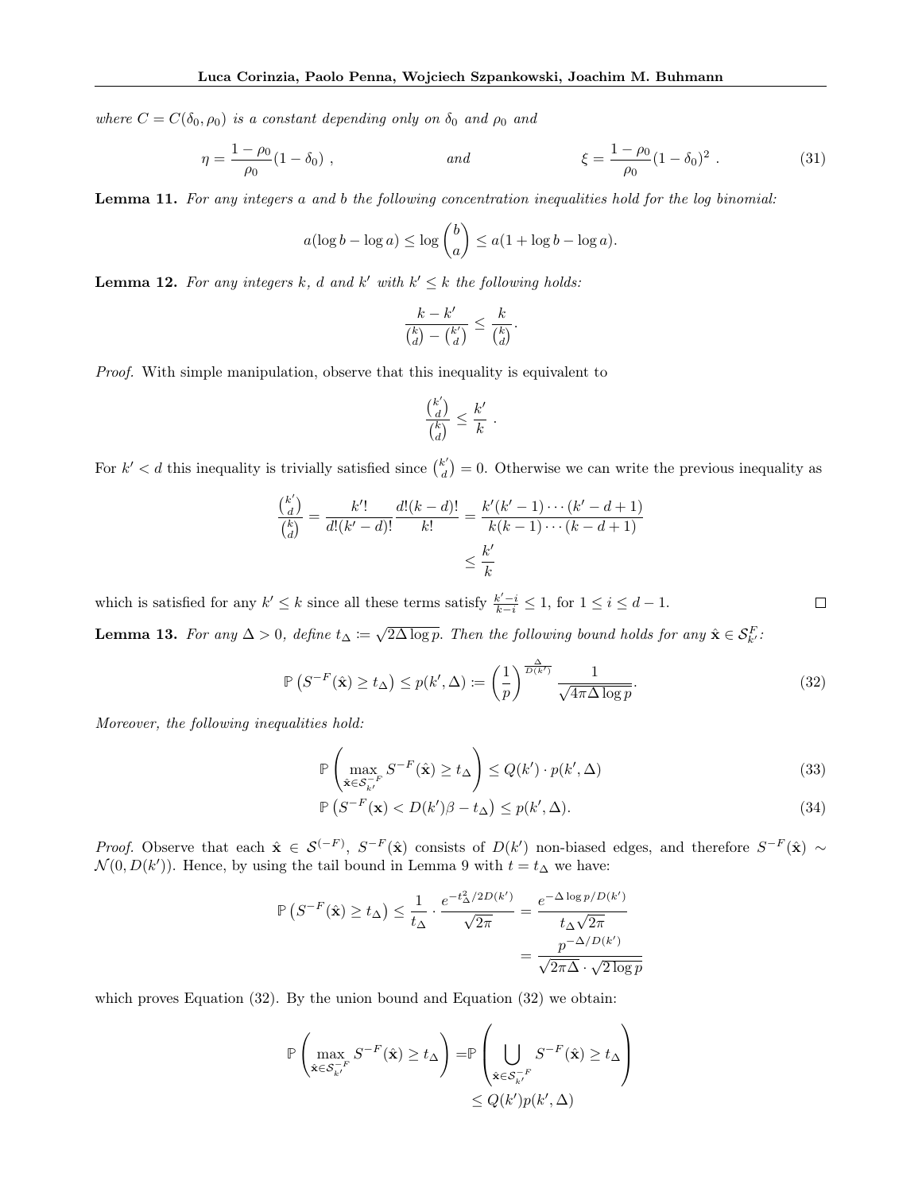*where $C = C(\delta_0, \rho_0)$ is a constant depending only on $\delta_0$ and $\rho_0$ and*

$$\eta = \frac{1-\rho_0}{\rho_0}(1-\delta_0) \;, \qquad \text{and} \qquad \xi = \frac{1-\rho_0}{\rho_0}(1-\delta_0)^2 \;. \tag{31}$$

**Lemma 11.** *For any integers $a$ and $b$ the following concentration inequalities hold for the log binomial:*

$$a(\log b - \log a) \leq \log \binom{b}{a} \leq a(1 + \log b - \log a).$$

**Lemma 12.** *For any integers $k$, $d$ and $k'$ with $k' \leq k$ the following holds:*

$$\frac{k-k'}{\binom{k}{d} - \binom{k'}{d}} \leq \frac{k}{\binom{k}{d}}.$$

*Proof.* With simple manipulation, observe that this inequality is equivalent to

$$\frac{\binom{k'}{d}}{\binom{k}{d}} \leq \frac{k'}{k} \;.$$

For $k' < d$ this inequality is trivially satisfied since $\binom{k'}{d} = 0$. Otherwise we can write the previous inequality as

$$\begin{aligned}
\frac{\binom{k'}{d}}{\binom{k}{d}} = \frac{k'!}{d!(k'-d)!}\frac{d!(k-d)!}{k!} &= \frac{k'(k'-1)\cdots(k'-d+1)}{k(k-1)\cdots(k-d+1)} \\
&\leq \frac{k'}{k}
\end{aligned}$$

which is satisfied for any $k' \leq k$ since all these terms satisfy $\frac{k'-i}{k-i} \leq 1$, for $1 \leq i \leq d-1$. $\square$

**Lemma 13.** *For any $\Delta > 0$, define $t_\Delta := \sqrt{2\Delta \log p}$. Then the following bound holds for any $\hat{\mathbf{x}} \in \mathcal{S}_{k'}^F$:*

$$\mathbb{P}\left(S^{-F}(\hat{\mathbf{x}}) \geq t_\Delta\right) \leq p(k', \Delta) := \left(\frac{1}{p}\right)^{\frac{\Delta}{D(k')}} \frac{1}{\sqrt{4\pi\Delta \log p}}. \tag{32}$$

*Moreover, the following inequalities hold:*

$$\mathbb{P}\left(\max_{\hat{\mathbf{x}} \in \mathcal{S}_{k'}^{-F}} S^{-F}(\hat{\mathbf{x}}) \geq t_\Delta\right) \leq Q(k') \cdot p(k', \Delta) \tag{33}$$

$$\mathbb{P}\left(S^{-F}(\mathbf{x}) < D(k')\beta - t_\Delta\right) \leq p(k', \Delta). \tag{34}$$

*Proof.* Observe that each $\hat{\mathbf{x}} \in \mathcal{S}^{(-F)}$, $S^{-F}(\hat{\mathbf{x}})$ consists of $D(k')$ non-biased edges, and therefore $S^{-F}(\hat{\mathbf{x}}) \sim \mathcal{N}(0, D(k'))$. Hence, by using the tail bound in Lemma 9 with $t = t_\Delta$ we have:

$$\begin{aligned}
\mathbb{P}\left(S^{-F}(\hat{\mathbf{x}}) \geq t_\Delta\right) \leq \frac{1}{t_\Delta} \cdot \frac{e^{-t_\Delta^2/2D(k')}}{\sqrt{2\pi}} &= \frac{e^{-\Delta \log p/D(k')}}{t_\Delta \sqrt{2\pi}} \\
&= \frac{p^{-\Delta/D(k')}}{\sqrt{2\pi\Delta} \cdot \sqrt{2\log p}}
\end{aligned}$$

which proves Equation (32). By the union bound and Equation (32) we obtain:

$$\begin{aligned}
\mathbb{P}\left(\max_{\hat{\mathbf{x}} \in \mathcal{S}_{k'}^{-F}} S^{-F}(\hat{\mathbf{x}}) \geq t_\Delta\right) =& \mathbb{P}\left(\bigcup_{\hat{\mathbf{x}} \in \mathcal{S}_{k'}^{-F}} S^{-F}(\hat{\mathbf{x}}) \geq t_\Delta\right) \\
&\leq Q(k') p(k', \Delta)
\end{aligned}$$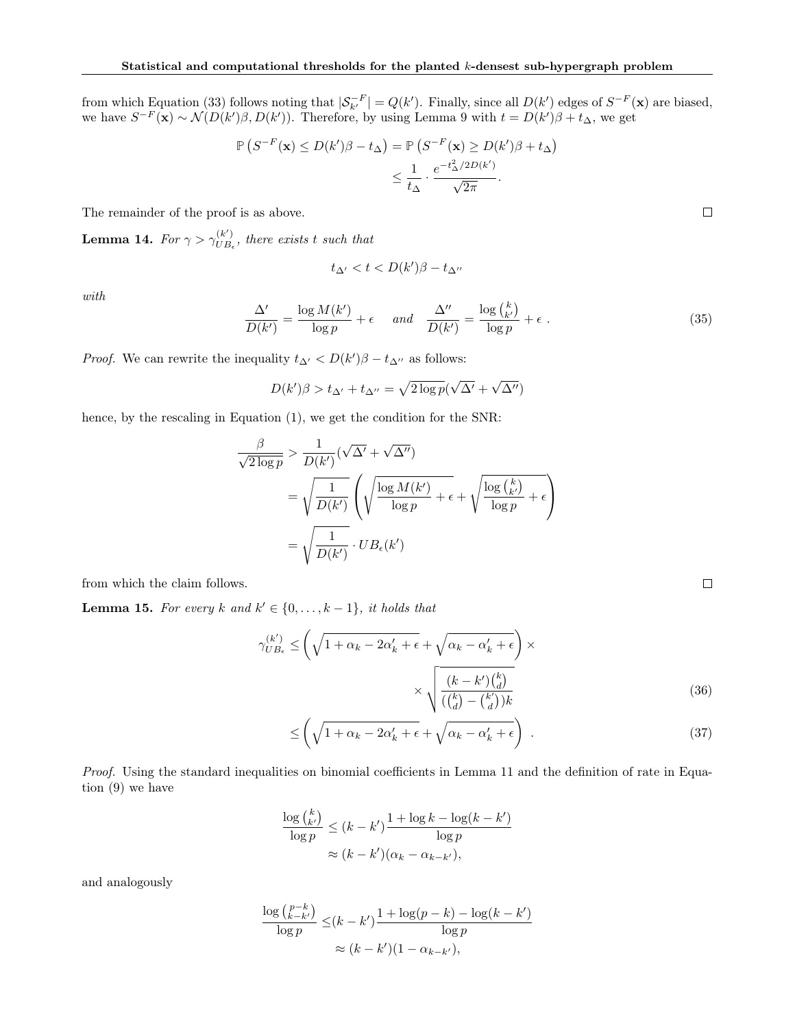from which Equation (33) follows noting that $|\mathcal{S}_{k'}^{-F}| = Q(k')$. Finally, since all $D(k')$ edges of $S^{-F}(\mathbf{x})$ are biased, we have $S^{-F}(\mathbf{x}) \sim \mathcal{N}(D(k')\beta, D(k'))$. Therefore, by using Lemma 9 with $t = D(k')\beta + t_\Delta$, we get

$$\mathbb{P}\left(S^{-F}(\mathbf{x}) \leq D(k')\beta - t_\Delta\right) = \mathbb{P}\left(S^{-F}(\mathbf{x}) \geq D(k')\beta + t_\Delta\right)$$
$$\leq \frac{1}{t_\Delta} \cdot \frac{e^{-t_\Delta^2/2D(k')}}{\sqrt{2\pi}}.$$

The remainder of the proof is as above. ∎

**Lemma 14.** *For $\gamma > \gamma_{UB_\epsilon}^{(k')}$, there exists $t$ such that*

$$t_{\Delta'} < t < D(k')\beta - t_{\Delta''}$$

*with*

$$\frac{\Delta'}{D(k')} = \frac{\log M(k')}{\log p} + \epsilon \quad \text{ and } \quad \frac{\Delta''}{D(k')} = \frac{\log \binom{k}{k'}}{\log p} + \epsilon \ . \tag{35}$$

*Proof.* We can rewrite the inequality $t_{\Delta'} < D(k')\beta - t_{\Delta''}$ as follows:

$$D(k')\beta > t_{\Delta'} + t_{\Delta''} = \sqrt{2\log p}(\sqrt{\Delta'} + \sqrt{\Delta''})$$

hence, by the rescaling in Equation (1), we get the condition for the SNR:

$$\begin{aligned}
\frac{\beta}{\sqrt{2\log p}} &> \frac{1}{D(k')}(\sqrt{\Delta'} + \sqrt{\Delta''}) \\
&= \sqrt{\frac{1}{D(k')}}\left(\sqrt{\frac{\log M(k')}{\log p} + \epsilon} + \sqrt{\frac{\log \binom{k}{k'}}{\log p} + \epsilon}\right) \\
&= \sqrt{\frac{1}{D(k')}} \cdot UB_\epsilon(k')
\end{aligned}$$

from which the claim follows. ∎

**Lemma 15.** *For every $k$ and $k' \in \{0, \ldots, k-1\}$, it holds that*

$$\gamma_{UB_\epsilon}^{(k')} \leq \left(\sqrt{1 + \alpha_k - 2\alpha_k' + \epsilon} + \sqrt{\alpha_k - \alpha_k' + \epsilon}\right) \times \sqrt{\frac{(k-k')\binom{k}{d}}{(\binom{k}{d} - \binom{k'}{d})k}} \tag{36}$$

$$\leq \left(\sqrt{1 + \alpha_k - 2\alpha_k' + \epsilon} + \sqrt{\alpha_k - \alpha_k' + \epsilon}\right) \ . \tag{37}$$

*Proof.* Using the standard inequalities on binomial coefficients in Lemma 11 and the definition of rate in Equation (9) we have

$$\begin{aligned}
\frac{\log \binom{k}{k'}}{\log p} &\leq (k-k')\frac{1 + \log k - \log(k-k')}{\log p} \\
&\approx (k-k')(\alpha_k - \alpha_{k-k'}),
\end{aligned}$$

and analogously

$$\begin{aligned}
\frac{\log \binom{p-k}{k-k'}}{\log p} &\leq (k-k')\frac{1 + \log(p-k) - \log(k-k')}{\log p} \\
&\approx (k-k')(1 - \alpha_{k-k'}),
\end{aligned}$$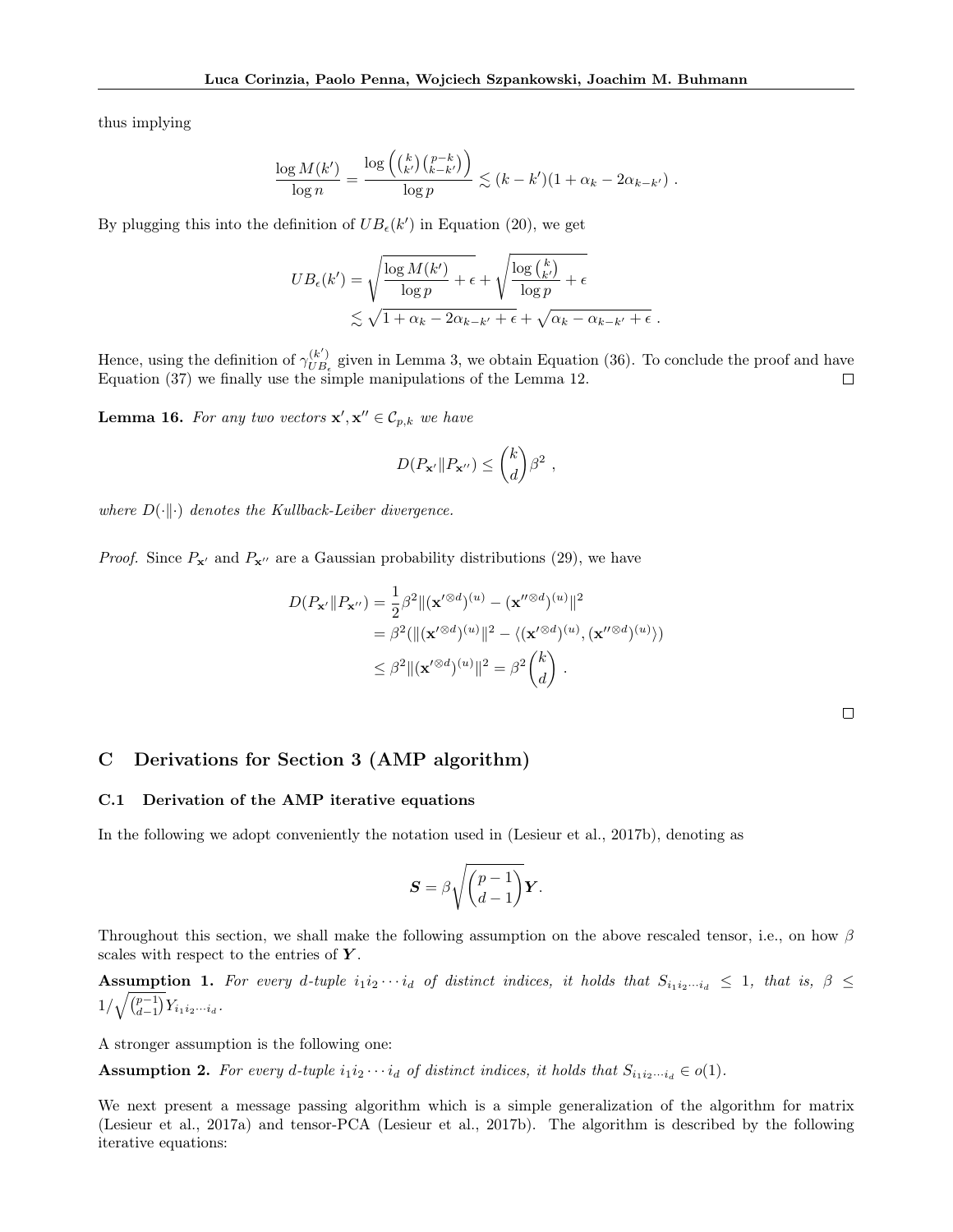thus implying

$$
\frac{\log M(k')}{\log n} = \frac{\log \left( \binom{k}{k'} \binom{p-k}{k-k'} \right)}{\log p} \lesssim (k-k')(1+\alpha_k - 2\alpha_{k-k'}) \ .
$$

By plugging this into the definition of $UB_\epsilon(k')$ in Equation (20), we get

$$
\begin{aligned}
UB_\epsilon(k') &= \sqrt{\frac{\log M(k')}{\log p} + \epsilon} + \sqrt{\frac{\log \binom{k}{k'}}{\log p} + \epsilon} \\
&\lesssim \sqrt{1+\alpha_k - 2\alpha_{k-k'} + \epsilon} + \sqrt{\alpha_k - \alpha_{k-k'} + \epsilon} \ .
\end{aligned}
$$

Hence, using the definition of $\gamma^{(k')}_{UB_\epsilon}$ given in Lemma 3, we obtain Equation (36). To conclude the proof and have Equation (37) we finally use the simple manipulations of the Lemma 12. □

**Lemma 16.** *For any two vectors $\mathbf{x}', \mathbf{x}'' \in \mathcal{C}_{p,k}$ we have*

$$
D(P_{\mathbf{x}'} \| P_{\mathbf{x}''}) \leq \binom{k}{d} \beta^2 \ ,
$$

*where $D(\cdot\|\cdot)$ denotes the Kullback-Leiber divergence.*

*Proof.* Since $P_{\mathbf{x}'}$ and $P_{\mathbf{x}''}$ are a Gaussian probability distributions (29), we have

$$
\begin{aligned}
D(P_{\mathbf{x}'} \| P_{\mathbf{x}''}) &= \frac{1}{2}\beta^2 \|(\mathbf{x}'^{\otimes d})^{(u)} - (\mathbf{x}''^{\otimes d})^{(u)}\|^2 \\
&= \beta^2 (\|(\mathbf{x}'^{\otimes d})^{(u)}\|^2 - \langle (\mathbf{x}'^{\otimes d})^{(u)}, (\mathbf{x}''^{\otimes d})^{(u)} \rangle) \\
&\leq \beta^2 \|(\mathbf{x}'^{\otimes d})^{(u)}\|^2 = \beta^2 \binom{k}{d} \ .
\end{aligned}
$$

□

## C Derivations for Section 3 (AMP algorithm)

### C.1 Derivation of the AMP iterative equations

In the following we adopt conveniently the notation used in (Lesieur et al., 2017b), denoting as

$$
\boldsymbol{S} = \beta \sqrt{\binom{p-1}{d-1}} \boldsymbol{Y}.
$$

Throughout this section, we shall make the following assumption on the above rescaled tensor, i.e., on how $\beta$ scales with respect to the entries of $\boldsymbol{Y}$.

**Assumption 1.** *For every $d$-tuple $i_1 i_2 \cdots i_d$ of distinct indices, it holds that $S_{i_1 i_2 \cdots i_d} \leq 1$, that is, $\beta \leq 1/\sqrt{\binom{p-1}{d-1}} Y_{i_1 i_2 \cdots i_d}$.*

A stronger assumption is the following one:

**Assumption 2.** *For every $d$-tuple $i_1 i_2 \cdots i_d$ of distinct indices, it holds that $S_{i_1 i_2 \cdots i_d} \in o(1)$.*

We next present a message passing algorithm which is a simple generalization of the algorithm for matrix (Lesieur et al., 2017a) and tensor-PCA (Lesieur et al., 2017b). The algorithm is described by the following iterative equations: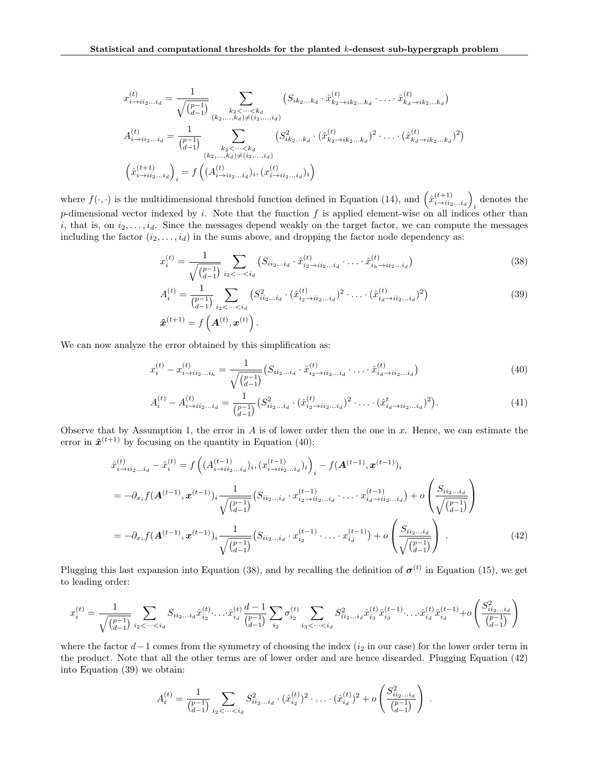$$
x^{(t)}_{i\to ii_2\dots i_d} = \frac{1}{\sqrt{\binom{p-1}{d-1}}} \sum_{\substack{k_2<\dots<k_d \\ (k_2,\dots,k_d)\neq(i_2,\dots,i_d)}} \left(S_{ik_2\dots k_d}\cdot \hat{x}^{(t)}_{k_2\to ik_2\dots k_d}\cdot\dots\cdot\hat{x}^{(t)}_{k_d\to ik_2\dots k_d}\right)
$$

$$
A^{(t)}_{i\to ii_2\dots i_d} = \frac{1}{\binom{p-1}{d-1}} \sum_{\substack{k_2<\dots<k_d \\ (k_2,\dots,k_d)\neq(i_2,\dots,i_d)}} \left(S^2_{ik_2\dots k_d}\cdot (\hat{x}^{(t)}_{k_2\to ik_2\dots k_d})^2\cdot\dots\cdot(\hat{x}^{(t)}_{k_d\to ik_2\dots k_d})^2\right)
$$

$$
\left(\hat{x}^{(t+1)}_{i\to ii_2\dots i_d}\right)_i = f\left((A^{(t)}_{i\to ii_2\dots i_d})_i, (x^{(t)}_{i\to ii_2\dots i_d})_i\right)
$$

where $f(\cdot,\cdot)$ is the multidimensional threshold function defined in Equation (14), and $\left(\hat{x}^{(t+1)}_{i\to ii_2\dots i_d}\right)_i$ denotes the $p$-dimensional vector indexed by $i$. Note that the function $f$ is applied element-wise on all indices other than $i$, that is, on $i_2,\dots,i_d$. Since the messages depend weakly on the target factor, we can compute the messages including the factor $(i_2,\dots,i_d)$ in the sums above, and dropping the factor node dependency as:

$$
x^{(t)}_i = \frac{1}{\sqrt{\binom{p-1}{d-1}}} \sum_{i_2<\dots<i_d} \left(S_{ii_2\dots i_d}\cdot \hat{x}^{(t)}_{i_2\to ii_2\dots i_d}\cdot\dots\cdot\hat{x}^{(t)}_{i_h\to ii_2\dots i_d}\right) \tag{38}
$$

$$
A^{(t)}_i = \frac{1}{\binom{p-1}{d-1}} \sum_{i_2<\dots<i_d} \left(S^2_{ii_2\dots i_d}\cdot (\hat{x}^{(t)}_{i_2\to ii_2\dots i_d})^2\cdot\dots\cdot(\hat{x}^{(t)}_{i_d\to ii_2\dots i_d})^2\right) \tag{39}
$$

$$
\hat{\boldsymbol{x}}^{(t+1)} = f\left(\boldsymbol{A}^{(t)}, \boldsymbol{x}^{(t)}\right).
$$

We can now analyze the error obtained by this simplification as:

$$
x^{(t)}_i - x^{(t)}_{i\to ii_2\dots i_h} = \frac{1}{\sqrt{\binom{p-1}{d-1}}}\left(S_{ii_2\dots i_d}\cdot \hat{x}^{(t)}_{i_2\to ii_2\dots i_d}\cdot\dots\cdot\hat{x}^{(t)}_{i_d\to ii_2\dots i_d}\right) \tag{40}
$$

$$
A^{(t)}_i - A^{(t)}_{i\to ii_2\dots i_d} = \frac{1}{\binom{p-1}{d-1}}\left(S^2_{ii_2\dots i_d}\cdot (\hat{x}^{(t)}_{i_2\to ii_2\dots i_d})^2\cdot\dots\cdot(\hat{x}^{t}_{i_d\to ii_2\dots i_d})^2\right). \tag{41}
$$

Observe that by Assumption 1, the error in $A$ is of lower order then the one in $x$. Hence, we can estimate the error in $\hat{\boldsymbol{x}}^{(t+1)}$ by focusing on the quantity in Equation (40):

$$
\begin{aligned}
\hat{x}^{(t)}_{i\to ii_2\dots i_d} - \hat{x}^{(t)}_i &= f\left((A^{(t-1)}_{i\to ii_2\dots i_d})_i, (x^{(t-1)}_{i\to ii_2\dots i_d})_i\right)_i - f(\boldsymbol{A}^{(t-1)},\boldsymbol{x}^{(t-1)})_i \\
&= -\partial_{x_i} f(\boldsymbol{A}^{(t-1)},\boldsymbol{x}^{(t-1)})_i \frac{1}{\sqrt{\binom{p-1}{d-1}}}\left(S_{ii_2\dots i_d}\cdot x^{(t-1)}_{i_2\to ii_2\dots i_d}\cdot\dots\cdot x^{(t-1)}_{i_d\to ii_2\dots i_d}\right) + o\left(\frac{S_{ii_2\dots i_d}}{\sqrt{\binom{p-1}{d-1}}}\right) \\
&= -\partial_{x_i} f(\boldsymbol{A}^{(t-1)},\boldsymbol{x}^{(t-1)})_i \frac{1}{\sqrt{\binom{p-1}{d-1}}}\left(S_{ii_2\dots i_d}\cdot x^{(t-1)}_{i_2}\cdot\dots\cdot x^{(t-1)}_{i_d}\right) + o\left(\frac{S_{ii_2\dots i_d}}{\sqrt{\binom{p-1}{d-1}}}\right) .
\end{aligned} \tag{42}
$$

Plugging this last expansion into Equation (38), and by recalling the definition of $\boldsymbol{\sigma}^{(t)}$ in Equation (15), we get to leading order:

$$
x^{(t)}_i = \frac{1}{\sqrt{\binom{p-1}{d-1}}} \sum_{i_2<\dots<i_d} S_{ii_2\dots i_d}\hat{x}^{(t)}_{i_2}\cdot\dots\cdot\hat{x}^{(t)}_{i_d} \frac{d-1}{\binom{p-1}{d-1}}\sum_{i_2}\sigma^{(t)}_{i_2}\sum_{i_3<\dots<i_d} S^2_{ii_2\dots i_d}\hat{x}^{(t)}_{i_3}\hat{x}^{(t-1)}_{i_3}\cdot\dots\cdot\hat{x}^{(t)}_{i_d}\hat{x}^{(t-1)}_{i_d} + o\left(\frac{S^2_{ii_2\dots i_d}}{\binom{p-1}{d-1}}\right)
$$

where the factor $d-1$ comes from the symmetry of choosing the index ($i_2$ in our case) for the lower order term in the product. Note that all the other terms are of lower order and are hence discarded. Plugging Equation (42) into Equation (39) we obtain:

$$
A^{(t)}_i = \frac{1}{\binom{p-1}{d-1}} \sum_{i_2<\dots<i_d} S^2_{ii_2\dots i_d}\cdot(\hat{x}^{(t)}_{i_2})^2\cdot\dots\cdot(\hat{x}^{(t)}_{i_d})^2 + o\left(\frac{S^2_{ii_2\dots i_d}}{\binom{p-1}{d-1}}\right) .
$$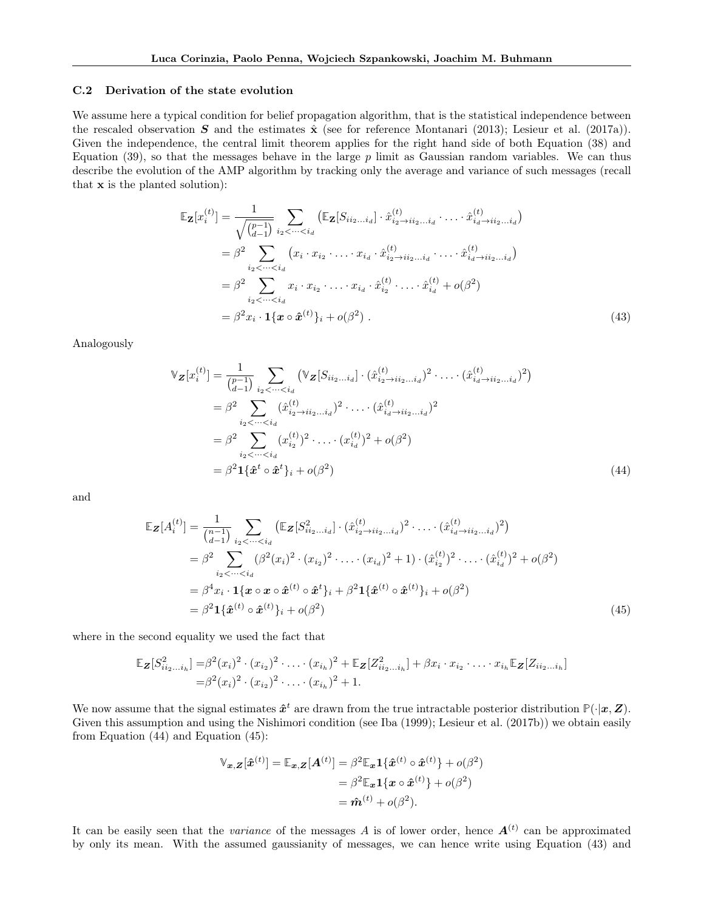### C.2 Derivation of the state evolution

We assume here a typical condition for belief propagation algorithm, that is the statistical independence between the rescaled observation $\boldsymbol{S}$ and the estimates $\hat{\mathbf{x}}$ (see for reference Montanari (2013); Lesieur et al. (2017a)). Given the independence, the central limit theorem applies for the right hand side of both Equation (38) and Equation (39), so that the messages behave in the large $p$ limit as Gaussian random variables. We can thus describe the evolution of the AMP algorithm by tracking only the average and variance of such messages (recall that $\mathbf{x}$ is the planted solution):

$$
\begin{aligned}
\mathbb{E}_{\mathbf{Z}}[x_i^{(t)}] &= \frac{1}{\sqrt{\binom{p-1}{d-1}}} \sum_{i_2 < \cdots < i_d} \left( \mathbb{E}_{\mathbf{Z}}[S_{ii_2\ldots i_d}] \cdot \hat{x}^{(t)}_{i_2 \to ii_2\ldots i_d} \cdot \ldots \cdot \hat{x}^{(t)}_{i_d \to ii_2\ldots i_d} \right) \\
&= \beta^2 \sum_{i_2 < \cdots < i_d} \left( x_i \cdot x_{i_2} \cdot \ldots \cdot x_{i_d} \cdot \hat{x}^{(t)}_{i_2 \to ii_2\ldots i_d} \cdot \ldots \cdot \hat{x}^{(t)}_{i_d \to ii_2\ldots i_d} \right) \\
&= \beta^2 \sum_{i_2 < \cdots < i_d} x_i \cdot x_{i_2} \cdot \ldots \cdot x_{i_d} \cdot \hat{x}^{(t)}_{i_2} \cdot \ldots \cdot \hat{x}^{(t)}_{i_d} + o(\beta^2) \\
&= \beta^2 x_i \cdot \mathbf{1}\{\boldsymbol{x} \circ \hat{\boldsymbol{x}}^{(t)}\}_i + o(\beta^2) \; .
\end{aligned} \tag{43}
$$

Analogously

$$
\begin{aligned}
\mathbb{V}_{\boldsymbol{Z}}[x_i^{(t)}] &= \frac{1}{\binom{p-1}{d-1}} \sum_{i_2 < \cdots < i_d} \left( \mathbb{V}_{\boldsymbol{Z}}[S_{ii_2\ldots i_d}] \cdot (\hat{x}^{(t)}_{i_2 \to ii_2\ldots i_d})^2 \cdot \ldots \cdot (\hat{x}^{(t)}_{i_d \to ii_2\ldots i_d})^2 \right) \\
&= \beta^2 \sum_{i_2 < \cdots < i_d} (\hat{x}^{(t)}_{i_2 \to ii_2\ldots i_d})^2 \cdot \ldots \cdot (\hat{x}^{(t)}_{i_d \to ii_2\ldots i_d})^2 \\
&= \beta^2 \sum_{i_2 < \cdots < i_d} (x^{(t)}_{i_2})^2 \cdot \ldots \cdot (x^{(t)}_{i_d})^2 + o(\beta^2) \\
&= \beta^2 \mathbf{1}\{\hat{\boldsymbol{x}}^t \circ \hat{\boldsymbol{x}}^t\}_i + o(\beta^2)
\end{aligned} \tag{44}
$$

and

$$
\begin{aligned}
\mathbb{E}_{\boldsymbol{Z}}[A_i^{(t)}] &= \frac{1}{\binom{n-1}{d-1}} \sum_{i_2 < \cdots < i_d} \left( \mathbb{E}_{\boldsymbol{Z}}[S^2_{ii_2\ldots i_d}] \cdot (\hat{x}^{(t)}_{i_2 \to ii_2\ldots i_d})^2 \cdot \ldots \cdot (\hat{x}^{(t)}_{i_d \to ii_2\ldots i_d})^2 \right) \\
&= \beta^2 \sum_{i_2 < \cdots < i_d} (\beta^2 (x_i)^2 \cdot (x_{i_2})^2 \cdot \ldots \cdot (x_{i_d})^2 + 1) \cdot (\hat{x}^{(t)}_{i_2})^2 \cdot \ldots \cdot (\hat{x}^{(t)}_{i_d})^2 + o(\beta^2) \\
&= \beta^4 x_i \cdot \mathbf{1}\{\boldsymbol{x} \circ \boldsymbol{x} \circ \hat{\boldsymbol{x}}^{(t)} \circ \hat{\boldsymbol{x}}^t\}_i + \beta^2 \mathbf{1}\{\hat{\boldsymbol{x}}^{(t)} \circ \hat{\boldsymbol{x}}^{(t)}\}_i + o(\beta^2) \\
&= \beta^2 \mathbf{1}\{\hat{\boldsymbol{x}}^{(t)} \circ \hat{\boldsymbol{x}}^{(t)}\}_i + o(\beta^2)
\end{aligned} \tag{45}
$$

where in the second equality we used the fact that

$$
\begin{aligned}
\mathbb{E}_{\boldsymbol{Z}}[S^2_{ii_2\ldots i_h}] =& \beta^2 (x_i)^2 \cdot (x_{i_2})^2 \cdot \ldots \cdot (x_{i_h})^2 + \mathbb{E}_{\boldsymbol{Z}}[Z^2_{ii_2\ldots i_h}] + \beta x_i \cdot x_{i_2} \cdot \ldots \cdot x_{i_h} \mathbb{E}_{\boldsymbol{Z}}[Z_{ii_2\ldots i_h}] \\
=& \beta^2 (x_i)^2 \cdot (x_{i_2})^2 \cdot \ldots \cdot (x_{i_h})^2 + 1.
\end{aligned}
$$

We now assume that the signal estimates $\hat{\boldsymbol{x}}^t$ are drawn from the true intractable posterior distribution $\mathbb{P}(\cdot|\boldsymbol{x}, \boldsymbol{Z})$. Given this assumption and using the Nishimori condition (see Iba (1999); Lesieur et al. (2017b)) we obtain easily from Equation (44) and Equation (45):

$$
\begin{aligned}
\mathbb{V}_{\boldsymbol{x},\boldsymbol{Z}}[\hat{\boldsymbol{x}}^{(t)}] = \mathbb{E}_{\boldsymbol{x},\boldsymbol{Z}}[\boldsymbol{A}^{(t)}] &= \beta^2 \mathbb{E}_{\boldsymbol{x}} \mathbf{1}\{\hat{\boldsymbol{x}}^{(t)} \circ \hat{\boldsymbol{x}}^{(t)}\} + o(\beta^2) \\
&= \beta^2 \mathbb{E}_{\boldsymbol{x}} \mathbf{1}\{\boldsymbol{x} \circ \hat{\boldsymbol{x}}^{(t)}\} + o(\beta^2) \\
&= \hat{\boldsymbol{m}}^{(t)} + o(\beta^2).
\end{aligned}
$$

It can be easily seen that the *variance* of the messages $A$ is of lower order, hence $\boldsymbol{A}^{(t)}$ can be approximated by only its mean. With the assumed gaussianity of messages, we can hence write using Equation (43) and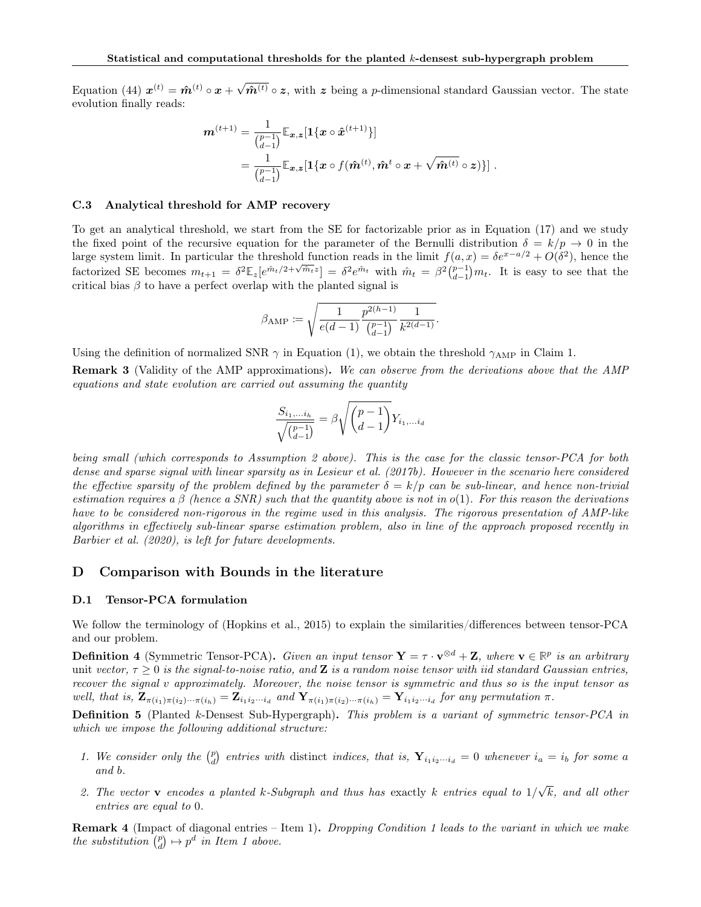Equation (44) $\boldsymbol{x}^{(t)} = \hat{\boldsymbol{m}}^{(t)} \circ \boldsymbol{x} + \sqrt{\hat{\boldsymbol{m}}^{(t)}} \circ \boldsymbol{z}$, with $\boldsymbol{z}$ being a $p$-dimensional standard Gaussian vector. The state evolution finally reads:

$$
\begin{aligned}
\boldsymbol{m}^{(t+1)} &= \frac{1}{\binom{p-1}{d-1}} \mathbb{E}_{\boldsymbol{x},\boldsymbol{z}}[\mathbf{1}\{\boldsymbol{x} \circ \hat{\boldsymbol{x}}^{(t+1)}\}] \\
&= \frac{1}{\binom{p-1}{d-1}} \mathbb{E}_{\boldsymbol{x},\boldsymbol{z}}[\mathbf{1}\{\boldsymbol{x} \circ f(\hat{\boldsymbol{m}}^{(t)}, \hat{\boldsymbol{m}}^{t} \circ \boldsymbol{x} + \sqrt{\hat{\boldsymbol{m}}^{(t)}} \circ \boldsymbol{z})\}] \ .
\end{aligned}
$$

### C.3 Analytical threshold for AMP recovery

To get an analytical threshold, we start from the SE for factorizable prior as in Equation (17) and we study the fixed point of the recursive equation for the parameter of the Bernulli distribution $\delta = k/p \to 0$ in the large system limit. In particular the threshold function reads in the limit $f(a, x) = \delta e^{x-a/2} + O(\delta^2)$, hence the factorized SE becomes $m_{t+1} = \delta^2 \mathbb{E}_z[e^{\hat{m}_t/2 + \sqrt{\hat{m}_t} z}] = \delta^2 e^{\hat{m}_t}$ with $\hat{m}_t = \beta^2 \binom{p-1}{d-1} m_t$. It is easy to see that the critical bias $\beta$ to have a perfect overlap with the planted signal is

$$
\beta_{\text{AMP}} := \sqrt{\frac{1}{e(d-1)} \frac{p^{2(h-1)}}{\binom{p-1}{d-1}} \frac{1}{k^{2(d-1)}}}.
$$

Using the definition of normalized SNR $\gamma$ in Equation (1), we obtain the threshold $\gamma_{\text{AMP}}$ in Claim 1.

**Remark 3** (Validity of the AMP approximations). *We can observe from the derivations above that the AMP equations and state evolution are carried out assuming the quantity*

$$
\frac{S_{i_1,\dots i_h}}{\sqrt{\binom{p-1}{d-1}}} = \beta \sqrt{\binom{p-1}{d-1}} Y_{i_1,\dots,i_d}
$$

*being small (which corresponds to Assumption 2 above). This is the case for the classic tensor-PCA for both dense and sparse signal with linear sparsity as in Lesieur et al. (2017b). However in the scenario here considered the effective sparsity of the problem defined by the parameter $\delta = k/p$ can be sub-linear, and hence non-trivial estimation requires a $\beta$ (hence a SNR) such that the quantity above is not in $o(1)$. For this reason the derivations have to be considered non-rigorous in the regime used in this analysis. The rigorous presentation of AMP-like algorithms in effectively sub-linear sparse estimation problem, also in line of the approach proposed recently in Barbier et al. (2020), is left for future developments.*

## D Comparison with Bounds in the literature

### D.1 Tensor-PCA formulation

We follow the terminology of (Hopkins et al., 2015) to explain the similarities/differences between tensor-PCA and our problem.

**Definition 4** (Symmetric Tensor-PCA). *Given an input tensor $\mathbf{Y} = \tau \cdot \mathbf{v}^{\otimes d} + \mathbf{Z}$, where $\mathbf{v} \in \mathbb{R}^p$ is an arbitrary* unit *vector, $\tau \geq 0$ is the signal-to-noise ratio, and $\mathbf{Z}$ is a random noise tensor with iid standard Gaussian entries, recover the signal $v$ approximately. Moreover, the noise tensor is symmetric and thus so is the input tensor as well, that is, $\mathbf{Z}_{\pi(i_1)\pi(i_2)\cdots\pi(i_h)} = \mathbf{Z}_{i_1 i_2 \cdots i_d}$ and $\mathbf{Y}_{\pi(i_1)\pi(i_2)\cdots\pi(i_h)} = \mathbf{Y}_{i_1 i_2 \cdots i_d}$ for any permutation $\pi$.*

**Definition 5** (Planted $k$-Densest Sub-Hypergraph). *This problem is a variant of symmetric tensor-PCA in which we impose the following additional structure:*

1. *We consider only the $\binom{p}{d}$ entries with* distinct *indices, that is, $\mathbf{Y}_{i_1 i_2 \cdots i_d} = 0$ whenever $i_a = i_b$ for some $a$ and $b$.*
2. *The vector $\mathbf{v}$ encodes a planted $k$-Subgraph and thus has* exactly *$k$ entries equal to $1/\sqrt{k}$, and all other entries are equal to 0.*

**Remark 4** (Impact of diagonal entries – Item 1). *Dropping Condition 1 leads to the variant in which we make the substitution $\binom{p}{d} \mapsto p^d$ in Item 1 above.*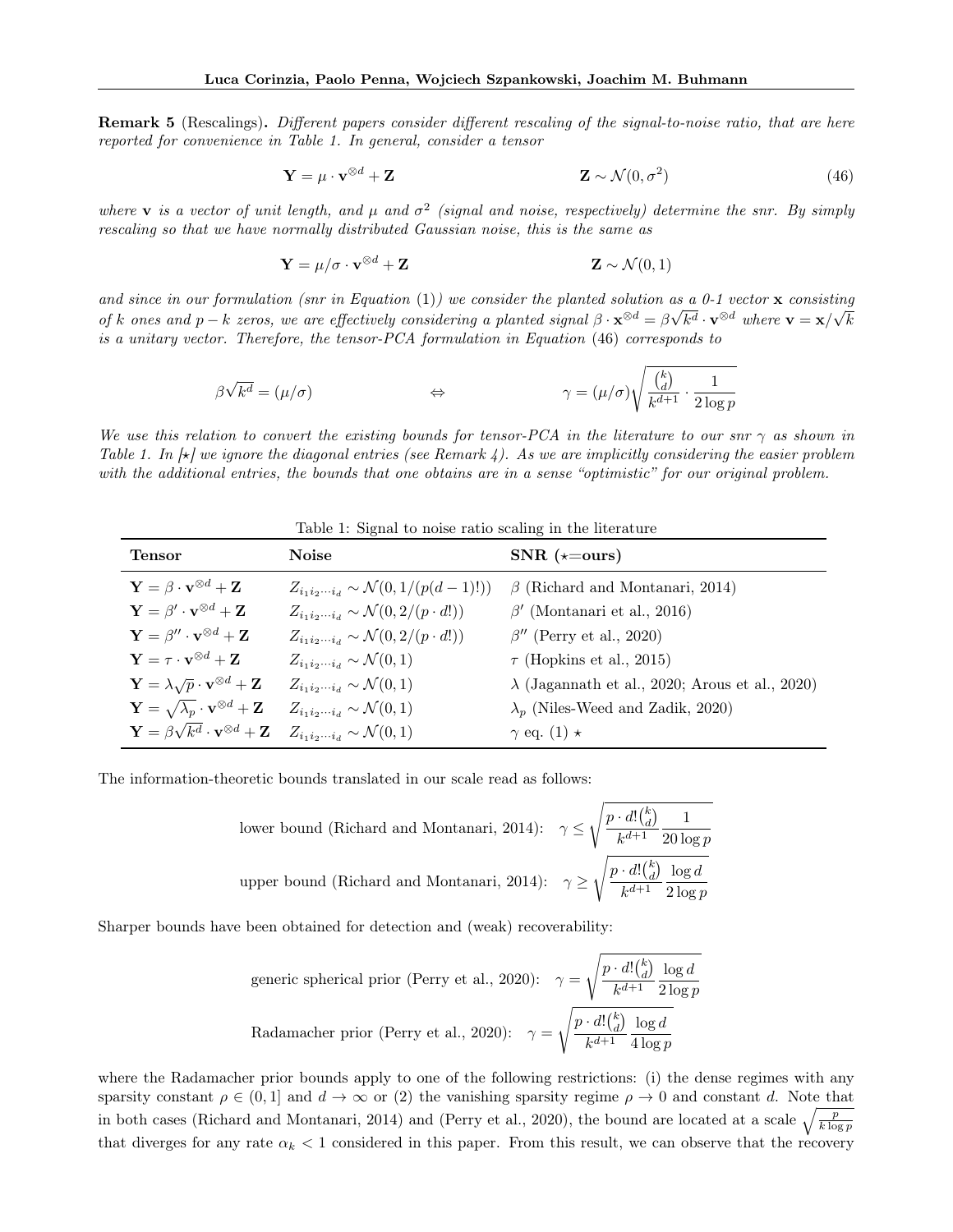**Remark 5** (Rescalings)**.** *Different papers consider different rescaling of the signal-to-noise ratio, that are here reported for convenience in Table 1. In general, consider a tensor*

$$\mathbf{Y} = \mu \cdot \mathbf{v}^{\otimes d} + \mathbf{Z} \qquad\qquad \mathbf{Z} \sim \mathcal{N}(0, \sigma^2) \tag{46}$$

*where* $\mathbf{v}$ *is a vector of unit length, and* $\mu$ *and* $\sigma^2$ *(signal and noise, respectively) determine the snr. By simply rescaling so that we have normally distributed Gaussian noise, this is the same as*

$$\mathbf{Y} = \mu/\sigma \cdot \mathbf{v}^{\otimes d} + \mathbf{Z} \qquad\qquad \mathbf{Z} \sim \mathcal{N}(0, 1)$$

*and since in our formulation (snr in Equation* (1)*) we consider the planted solution as a 0-1 vector* $\mathbf{x}$ *consisting of* $k$ *ones and* $p - k$ *zeros, we are effectively considering a planted signal* $\beta \cdot \mathbf{x}^{\otimes d} = \beta\sqrt{k^d} \cdot \mathbf{v}^{\otimes d}$ *where* $\mathbf{v} = \mathbf{x}/\sqrt{k}$ *is a unitary vector. Therefore, the tensor-PCA formulation in Equation* (46) *corresponds to*

$$\beta\sqrt{k^d} = (\mu/\sigma) \qquad \Leftrightarrow \qquad \gamma = (\mu/\sigma)\sqrt{\frac{\binom{k}{d}}{k^{d+1}} \cdot \frac{1}{2\log p}}$$

*We use this relation to convert the existing bounds for tensor-PCA in the literature to our snr* $\gamma$ *as shown in Table 1. In [*$\star$*] we ignore the diagonal entries (see Remark 4). As we are implicitly considering the easier problem with the additional entries, the bounds that one obtains are in a sense "optimistic" for our original problem.*

Table 1: Signal to noise ratio scaling in the literature

| **Tensor** | **Noise** | **SNR ($\star$=ours)** |
|---|---|---|
| $\mathbf{Y} = \beta \cdot \mathbf{v}^{\otimes d} + \mathbf{Z}$ | $Z_{i_1 i_2 \cdots i_d} \sim \mathcal{N}(0, 1/(p(d-1)!))$ | $\beta$ (Richard and Montanari, 2014) |
| $\mathbf{Y} = \beta' \cdot \mathbf{v}^{\otimes d} + \mathbf{Z}$ | $Z_{i_1 i_2 \cdots i_d} \sim \mathcal{N}(0, 2/(p \cdot d!))$ | $\beta'$ (Montanari et al., 2016) |
| $\mathbf{Y} = \beta'' \cdot \mathbf{v}^{\otimes d} + \mathbf{Z}$ | $Z_{i_1 i_2 \cdots i_d} \sim \mathcal{N}(0, 2/(p \cdot d!))$ | $\beta''$ (Perry et al., 2020) |
| $\mathbf{Y} = \tau \cdot \mathbf{v}^{\otimes d} + \mathbf{Z}$ | $Z_{i_1 i_2 \cdots i_d} \sim \mathcal{N}(0, 1)$ | $\tau$ (Hopkins et al., 2015) |
| $\mathbf{Y} = \lambda\sqrt{p} \cdot \mathbf{v}^{\otimes d} + \mathbf{Z}$ | $Z_{i_1 i_2 \cdots i_d} \sim \mathcal{N}(0, 1)$ | $\lambda$ (Jagannath et al., 2020; Arous et al., 2020) |
| $\mathbf{Y} = \sqrt{\lambda_p} \cdot \mathbf{v}^{\otimes d} + \mathbf{Z}$ | $Z_{i_1 i_2 \cdots i_d} \sim \mathcal{N}(0, 1)$ | $\lambda_p$ (Niles-Weed and Zadik, 2020) |
| $\mathbf{Y} = \beta\sqrt{k^d} \cdot \mathbf{v}^{\otimes d} + \mathbf{Z}$ | $Z_{i_1 i_2 \cdots i_d} \sim \mathcal{N}(0, 1)$ | $\gamma$ eq. (1) $\star$ |

The information-theoretic bounds translated in our scale read as follows:

$$\text{lower bound (Richard and Montanari, 2014):} \quad \gamma \leq \sqrt{\frac{p \cdot d!\binom{k}{d}}{k^{d+1}} \frac{1}{20\log p}}$$

$$\text{upper bound (Richard and Montanari, 2014):} \quad \gamma \geq \sqrt{\frac{p \cdot d!\binom{k}{d}}{k^{d+1}} \frac{\log d}{2\log p}}$$

Sharper bounds have been obtained for detection and (weak) recoverability:

$$\text{generic spherical prior (Perry et al., 2020):} \quad \gamma = \sqrt{\frac{p \cdot d!\binom{k}{d}}{k^{d+1}} \frac{\log d}{2\log p}}$$

$$\text{Radamacher prior (Perry et al., 2020):} \quad \gamma = \sqrt{\frac{p \cdot d!\binom{k}{d}}{k^{d+1}} \frac{\log d}{4\log p}}$$

where the Radamacher prior bounds apply to one of the following restrictions: (i) the dense regimes with any sparsity constant $\rho \in (0, 1]$ and $d \to \infty$ or (2) the vanishing sparsity regime $\rho \to 0$ and constant $d$. Note that in both cases (Richard and Montanari, 2014) and (Perry et al., 2020), the bound are located at a scale $\sqrt{\frac{p}{k \log p}}$ that diverges for any rate $\alpha_k < 1$ considered in this paper. From this result, we can observe that the recovery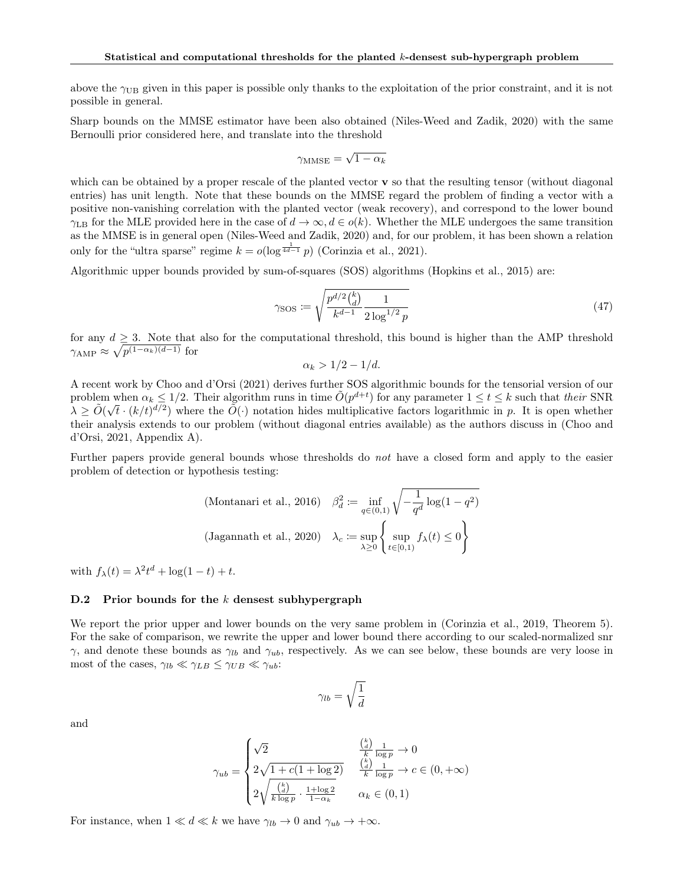above the $\gamma_{\mathrm{UB}}$ given in this paper is possible only thanks to the exploitation of the prior constraint, and it is not possible in general.

Sharp bounds on the MMSE estimator have been also obtained (Niles-Weed and Zadik, 2020) with the same Bernoulli prior considered here, and translate into the threshold

$$\gamma_{\mathrm{MMSE}} = \sqrt{1-\alpha_k}$$

which can be obtained by a proper rescale of the planted vector $\mathbf{v}$ so that the resulting tensor (without diagonal entries) has unit length. Note that these bounds on the MMSE regard the problem of finding a vector with a positive non-vanishing correlation with the planted vector (weak recovery), and correspond to the lower bound $\gamma_{\mathrm{LB}}$ for the MLE provided here in the case of $d \to \infty, d \in o(k)$. Whether the MLE undergoes the same transition as the MMSE is in general open (Niles-Weed and Zadik, 2020) and, for our problem, it has been shown a relation only for the "ultra sparse" regime $k = o(\log^{\frac{1}{4d-1}} p)$ (Corinzia et al., 2021).

Algorithmic upper bounds provided by sum-of-squares (SOS) algorithms (Hopkins et al., 2015) are:

$$\gamma_{\mathrm{SOS}} := \sqrt{\frac{p^{d/2}\binom{k}{d}}{k^{d-1}} \frac{1}{2\log^{1/2} p}} \tag{47}$$

for any $d \geq 3$. Note that also for the computational threshold, this bound is higher than the AMP threshold $\gamma_{\mathrm{AMP}} \approx \sqrt{p^{(1-\alpha_k)(d-1)}}$ for

$$\alpha_k > 1/2 - 1/d.$$

A recent work by Choo and d'Orsi (2021) derives further SOS algorithmic bounds for the tensorial version of our problem when $\alpha_k \leq 1/2$. Their algorithm runs in time $\tilde{O}(p^{d+t})$ for any parameter $1 \leq t \leq k$ such that *their* SNR $\lambda \geq \tilde{O}(\sqrt{t} \cdot (k/t)^{d/2})$ where the $\tilde{O}(\cdot)$ notation hides multiplicative factors logarithmic in $p$. It is open whether their analysis extends to our problem (without diagonal entries available) as the authors discuss in (Choo and d'Orsi, 2021, Appendix A).

Further papers provide general bounds whose thresholds do *not* have a closed form and apply to the easier problem of detection or hypothesis testing:

$$\text{(Montanari et al., 2016)} \quad \beta_d^2 := \inf_{q\in(0,1)} \sqrt{-\frac{1}{q^d}\log(1-q^2)}$$

$$\text{(Jagannath et al., 2020)} \quad \lambda_c := \sup_{\lambda \geq 0}\left\{\sup_{t\in[0,1)} f_\lambda(t) \leq 0\right\}$$

with $f_\lambda(t) = \lambda^2 t^d + \log(1-t) + t$.

### D.2 Prior bounds for the $k$ densest subhypergraph

We report the prior upper and lower bounds on the very same problem in (Corinzia et al., 2019, Theorem 5). For the sake of comparison, we rewrite the upper and lower bound there according to our scaled-normalized snr $\gamma$, and denote these bounds as $\gamma_{lb}$ and $\gamma_{ub}$, respectively. As we can see below, these bounds are very loose in most of the cases, $\gamma_{lb} \ll \gamma_{LB} \leq \gamma_{UB} \ll \gamma_{ub}$:

$$\gamma_{lb} = \sqrt{\frac{1}{d}}$$

and

$$\gamma_{ub} = \begin{cases} \sqrt{2} & \frac{\binom{k}{d}}{k}\frac{1}{\log p} \to 0 \\ 2\sqrt{1+c(1+\log 2)} & \frac{\binom{k}{d}}{k}\frac{1}{\log p} \to c \in (0,+\infty) \\ 2\sqrt{\frac{\binom{k}{d}}{k\log p}\cdot\frac{1+\log 2}{1-\alpha_k}} & \alpha_k \in (0,1) \end{cases}$$

For instance, when $1 \ll d \ll k$ we have $\gamma_{lb} \to 0$ and $\gamma_{ub} \to +\infty$.